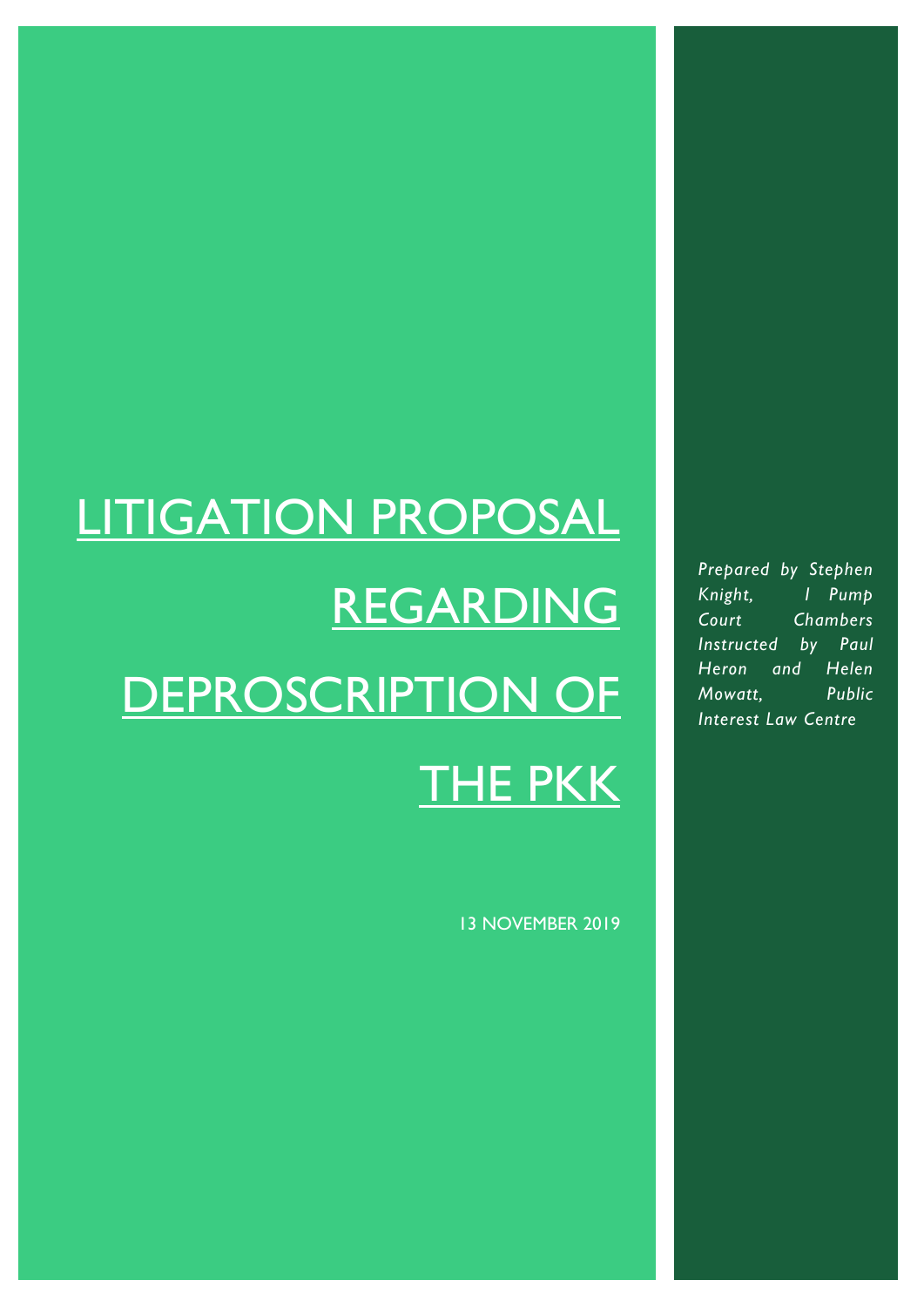# LITIGATION PROPOSAL REGARDING DEPROSCRIPTION OF THE PKK

13 NOVEMBER 2019

*Prepared by Stephen Knight, 1 Pump Court Chambers Instructed by Paul Heron and Helen Mowatt, Public Interest Law Centre*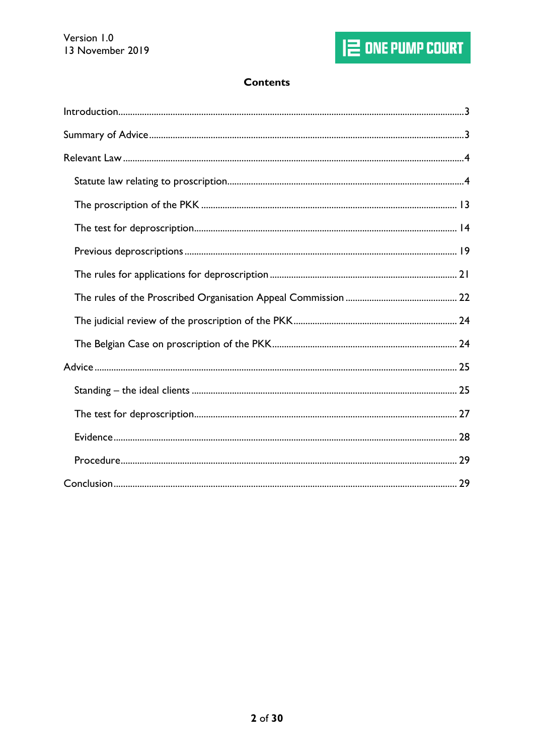## Contents

| | |
|---|---|
| Introduction | 3 |
| Summary of Advice | 3 |
| Relevant Law | 4 |
| Statute law relating to proscription | 4 |
| The proscription of the PKK | 13 |
| The test for deproscription | 14 |
| Previous deproscriptions | 19 |
| The rules for applications for deproscription | 21 |
| The rules of the Proscribed Organisation Appeal Commission | 22 |
| The judicial review of the proscription of the PKK | 24 |
| The Belgian Case on proscription of the PKK | 24 |
| Advice | 25 |
| Standing – the ideal clients | 25 |
| The test for deproscription | 27 |
| Evidence | 28 |
| Procedure | 29 |
| Conclusion | 29 |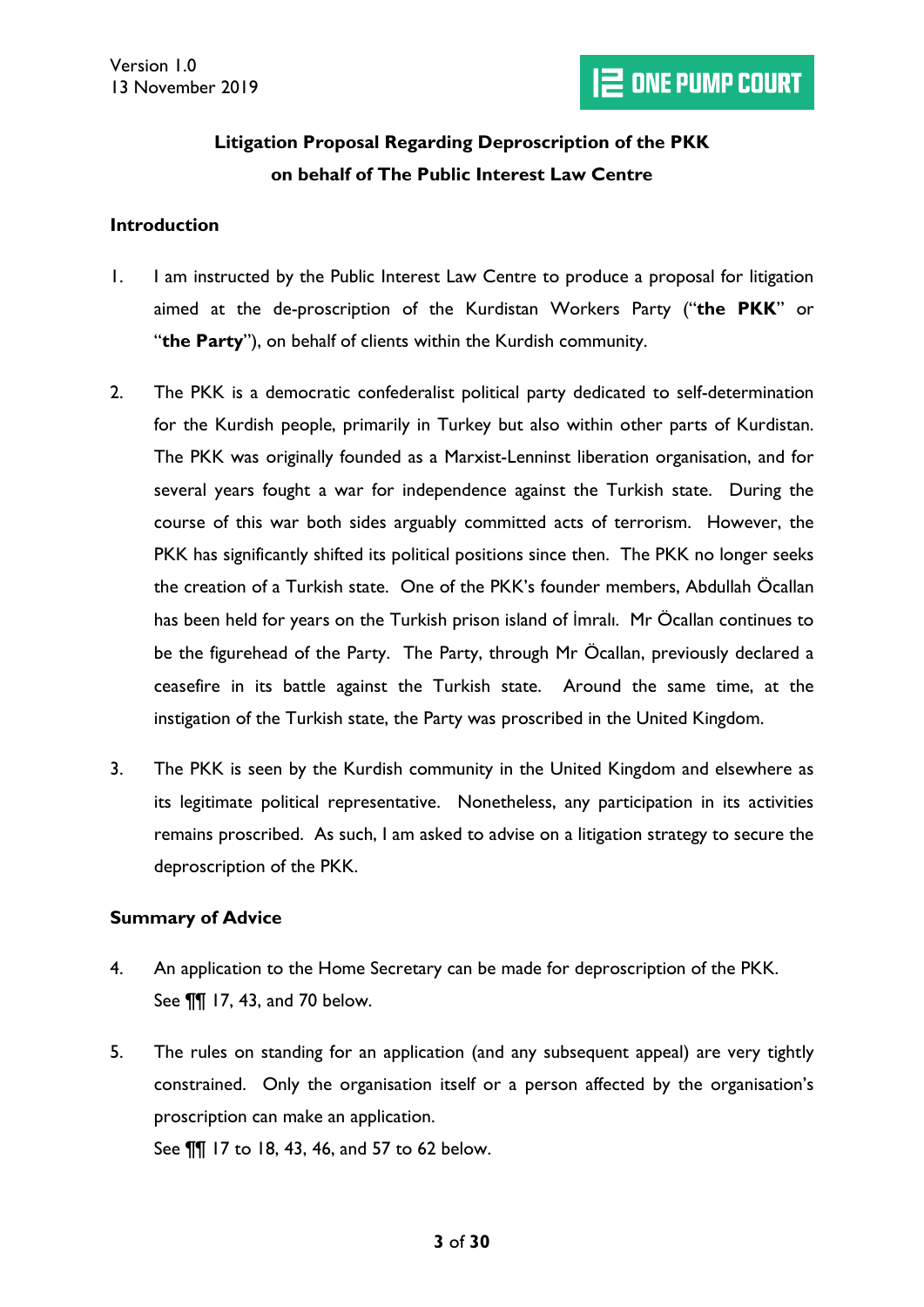Version 1.0
13 November 2019

**Litigation Proposal Regarding Deproscription of the PKK on behalf of The Public Interest Law Centre**

## Introduction

1. I am instructed by the Public Interest Law Centre to produce a proposal for litigation aimed at the de-proscription of the Kurdistan Workers Party ("**the PKK**" or "**the Party**"), on behalf of clients within the Kurdish community.

2. The PKK is a democratic confederalist political party dedicated to self-determination for the Kurdish people, primarily in Turkey but also within other parts of Kurdistan. The PKK was originally founded as a Marxist-Lenninst liberation organisation, and for several years fought a war for independence against the Turkish state. During the course of this war both sides arguably committed acts of terrorism. However, the PKK has significantly shifted its political positions since then. The PKK no longer seeks the creation of a Turkish state. One of the PKK's founder members, Abdullah Öcallan has been held for years on the Turkish prison island of İmralı. Mr Öcallan continues to be the figurehead of the Party. The Party, through Mr Öcallan, previously declared a ceasefire in its battle against the Turkish state. Around the same time, at the instigation of the Turkish state, the Party was proscribed in the United Kingdom.

3. The PKK is seen by the Kurdish community in the United Kingdom and elsewhere as its legitimate political representative. Nonetheless, any participation in its activities remains proscribed. As such, I am asked to advise on a litigation strategy to secure the deproscription of the PKK.

## Summary of Advice

4. An application to the Home Secretary can be made for deproscription of the PKK. See ¶¶ 17, 43, and 70 below.

5. The rules on standing for an application (and any subsequent appeal) are very tightly constrained. Only the organisation itself or a person affected by the organisation's proscription can make an application.
See ¶¶ 17 to 18, 43, 46, and 57 to 62 below.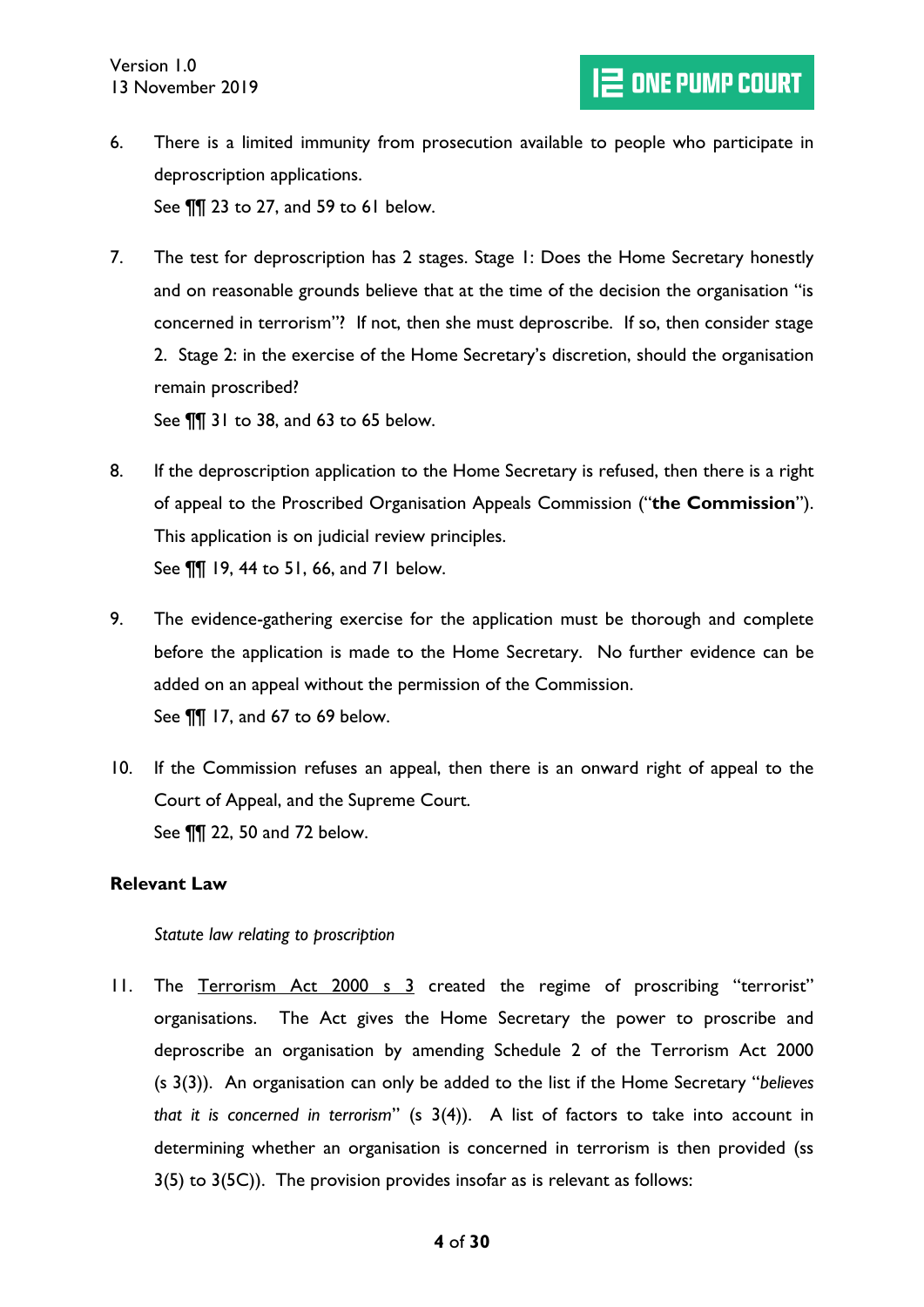6. There is a limited immunity from prosecution available to people who participate in deproscription applications.
   See ¶¶ 23 to 27, and 59 to 61 below.

7. The test for deproscription has 2 stages. Stage 1: Does the Home Secretary honestly and on reasonable grounds believe that at the time of the decision the organisation "is concerned in terrorism"? If not, then she must deproscribe. If so, then consider stage 2. Stage 2: in the exercise of the Home Secretary's discretion, should the organisation remain proscribed?
   See ¶¶ 31 to 38, and 63 to 65 below.

8. If the deproscription application to the Home Secretary is refused, then there is a right of appeal to the Proscribed Organisation Appeals Commission ("**the Commission**"). This application is on judicial review principles.
   See ¶¶ 19, 44 to 51, 66, and 71 below.

9. The evidence-gathering exercise for the application must be thorough and complete before the application is made to the Home Secretary. No further evidence can be added on an appeal without the permission of the Commission.
   See ¶¶ 17, and 67 to 69 below.

10. If the Commission refuses an appeal, then there is an onward right of appeal to the Court of Appeal, and the Supreme Court.
    See ¶¶ 22, 50 and 72 below.

**Relevant Law**

*Statute law relating to proscription*

11. The Terrorism Act 2000 s 3 created the regime of proscribing "terrorist" organisations. The Act gives the Home Secretary the power to proscribe and deproscribe an organisation by amending Schedule 2 of the Terrorism Act 2000 (s 3(3)). An organisation can only be added to the list if the Home Secretary "*believes that it is concerned in terrorism*" (s 3(4)). A list of factors to take into account in determining whether an organisation is concerned in terrorism is then provided (ss 3(5) to 3(5C)). The provision provides insofar as is relevant as follows: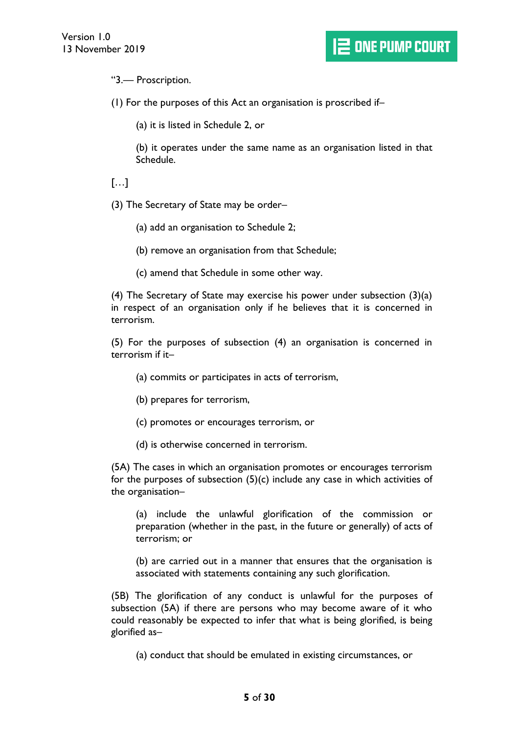"3.— Proscription.

(1) For the purposes of this Act an organisation is proscribed if–

> (a) it is listed in Schedule 2, or
>
> (b) it operates under the same name as an organisation listed in that Schedule.

[…]

(3) The Secretary of State may be order–

> (a) add an organisation to Schedule 2;
>
> (b) remove an organisation from that Schedule;
>
> (c) amend that Schedule in some other way.

(4) The Secretary of State may exercise his power under subsection (3)(a) in respect of an organisation only if he believes that it is concerned in terrorism.

(5) For the purposes of subsection (4) an organisation is concerned in terrorism if it–

> (a) commits or participates in acts of terrorism,
>
> (b) prepares for terrorism,
>
> (c) promotes or encourages terrorism, or
>
> (d) is otherwise concerned in terrorism.

(5A) The cases in which an organisation promotes or encourages terrorism for the purposes of subsection (5)(c) include any case in which activities of the organisation–

> (a) include the unlawful glorification of the commission or preparation (whether in the past, in the future or generally) of acts of terrorism; or
>
> (b) are carried out in a manner that ensures that the organisation is associated with statements containing any such glorification.

(5B) The glorification of any conduct is unlawful for the purposes of subsection (5A) if there are persons who may become aware of it who could reasonably be expected to infer that what is being glorified, is being glorified as–

> (a) conduct that should be emulated in existing circumstances, or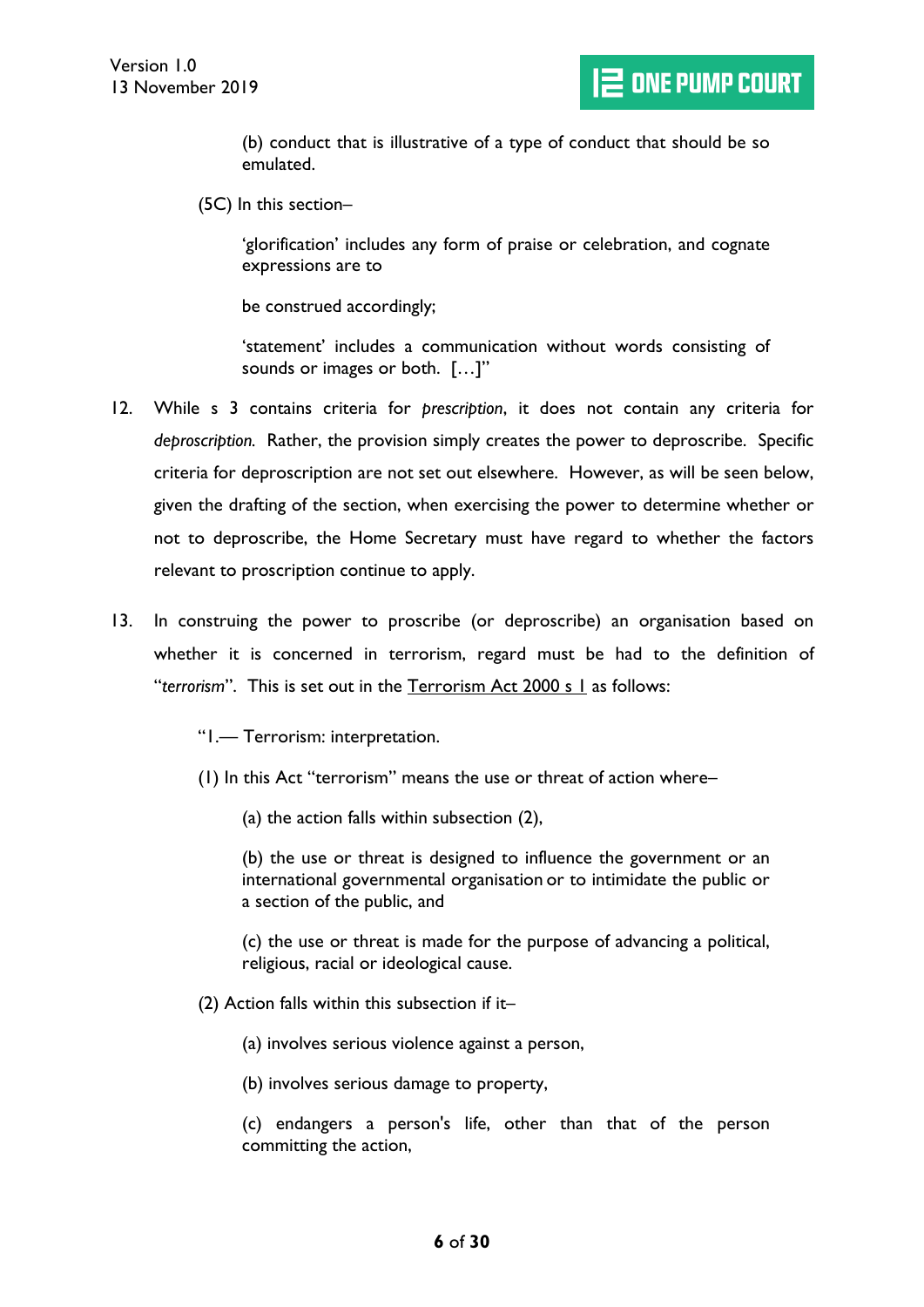> (b) conduct that is illustrative of a type of conduct that should be so emulated.

> (5C) In this section–

> 'glorification' includes any form of praise or celebration, and cognate expressions are to
>
> be construed accordingly;
>
> 'statement' includes a communication without words consisting of sounds or images or both. […]"

12. While s 3 contains criteria for *prescription*, it does not contain any criteria for *deproscription.* Rather, the provision simply creates the power to deproscribe. Specific criteria for deproscription are not set out elsewhere. However, as will be seen below, given the drafting of the section, when exercising the power to determine whether or not to deproscribe, the Home Secretary must have regard to whether the factors relevant to proscription continue to apply.

13. In construing the power to proscribe (or deproscribe) an organisation based on whether it is concerned in terrorism, regard must be had to the definition of "*terrorism*". This is set out in the Terrorism Act 2000 s 1 as follows:

> "1.— Terrorism: interpretation.
>
> (1) In this Act "terrorism" means the use or threat of action where–
>
> (a) the action falls within subsection (2),
>
> (b) the use or threat is designed to influence the government or an international governmental organisation or to intimidate the public or a section of the public, and
>
> (c) the use or threat is made for the purpose of advancing a political, religious, racial or ideological cause.
>
> (2) Action falls within this subsection if it–
>
> (a) involves serious violence against a person,
>
> (b) involves serious damage to property,
>
> (c) endangers a person's life, other than that of the person committing the action,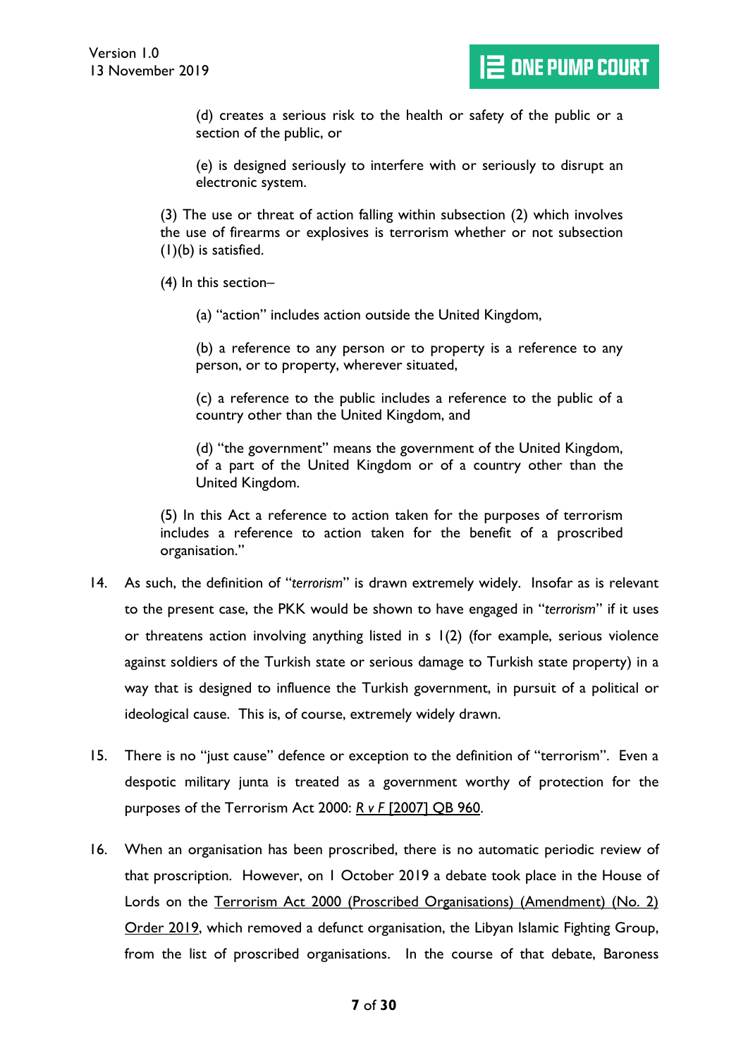(d) creates a serious risk to the health or safety of the public or a section of the public, or

(e) is designed seriously to interfere with or seriously to disrupt an electronic system.

(3) The use or threat of action falling within subsection (2) which involves the use of firearms or explosives is terrorism whether or not subsection (1)(b) is satisfied.

(4) In this section–

(a) "action" includes action outside the United Kingdom,

(b) a reference to any person or to property is a reference to any person, or to property, wherever situated,

(c) a reference to the public includes a reference to the public of a country other than the United Kingdom, and

(d) "the government" means the government of the United Kingdom, of a part of the United Kingdom or of a country other than the United Kingdom.

(5) In this Act a reference to action taken for the purposes of terrorism includes a reference to action taken for the benefit of a proscribed organisation."

14. As such, the definition of "*terrorism*" is drawn extremely widely. Insofar as is relevant to the present case, the PKK would be shown to have engaged in "*terrorism*" if it uses or threatens action involving anything listed in s 1(2) (for example, serious violence against soldiers of the Turkish state or serious damage to Turkish state property) in a way that is designed to influence the Turkish government, in pursuit of a political or ideological cause. This is, of course, extremely widely drawn.

15. There is no "just cause" defence or exception to the definition of "terrorism". Even a despotic military junta is treated as a government worthy of protection for the purposes of the Terrorism Act 2000: *R v F* [2007] QB 960.

16. When an organisation has been proscribed, there is no automatic periodic review of that proscription. However, on 1 October 2019 a debate took place in the House of Lords on the Terrorism Act 2000 (Proscribed Organisations) (Amendment) (No. 2) Order 2019, which removed a defunct organisation, the Libyan Islamic Fighting Group, from the list of proscribed organisations. In the course of that debate, Baroness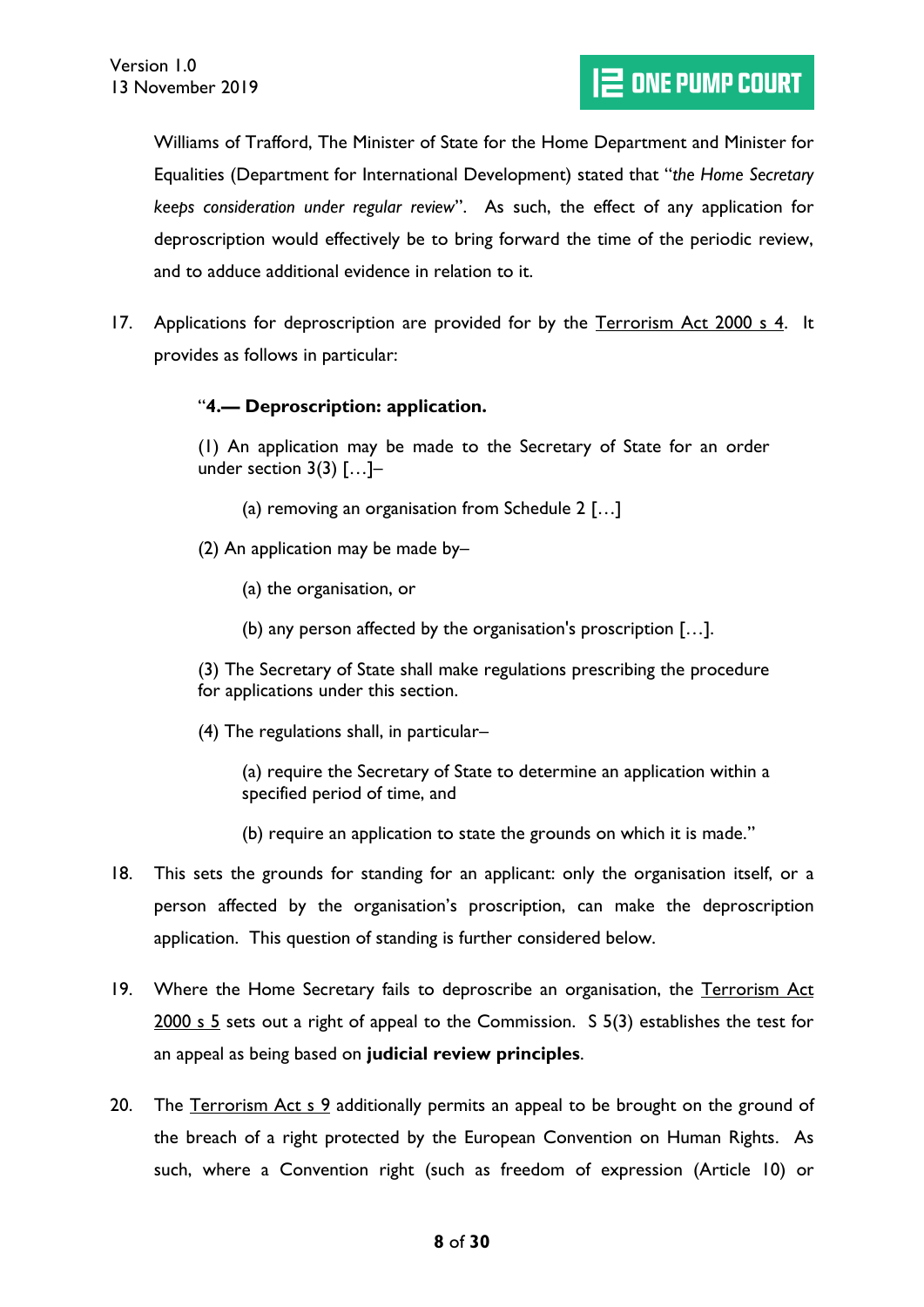Williams of Trafford, The Minister of State for the Home Department and Minister for Equalities (Department for International Development) stated that "*the Home Secretary keeps consideration under regular review*". As such, the effect of any application for deproscription would effectively be to bring forward the time of the periodic review, and to adduce additional evidence in relation to it.

17. Applications for deproscription are provided for by the Terrorism Act 2000 s 4. It provides as follows in particular:

> "**4.— Deproscription: application.**
>
> (1) An application may be made to the Secretary of State for an order under section 3(3) […]–
>
> (a) removing an organisation from Schedule 2 […]
>
> (2) An application may be made by–
>
> (a) the organisation, or
>
> (b) any person affected by the organisation's proscription […].
>
> (3) The Secretary of State shall make regulations prescribing the procedure for applications under this section.
>
> (4) The regulations shall, in particular–
>
> (a) require the Secretary of State to determine an application within a specified period of time, and
>
> (b) require an application to state the grounds on which it is made."

18. This sets the grounds for standing for an applicant: only the organisation itself, or a person affected by the organisation's proscription, can make the deproscription application. This question of standing is further considered below.

19. Where the Home Secretary fails to deproscribe an organisation, the Terrorism Act 2000 s 5 sets out a right of appeal to the Commission. S 5(3) establishes the test for an appeal as being based on **judicial review principles**.

20. The Terrorism Act s 9 additionally permits an appeal to be brought on the ground of the breach of a right protected by the European Convention on Human Rights. As such, where a Convention right (such as freedom of expression (Article 10) or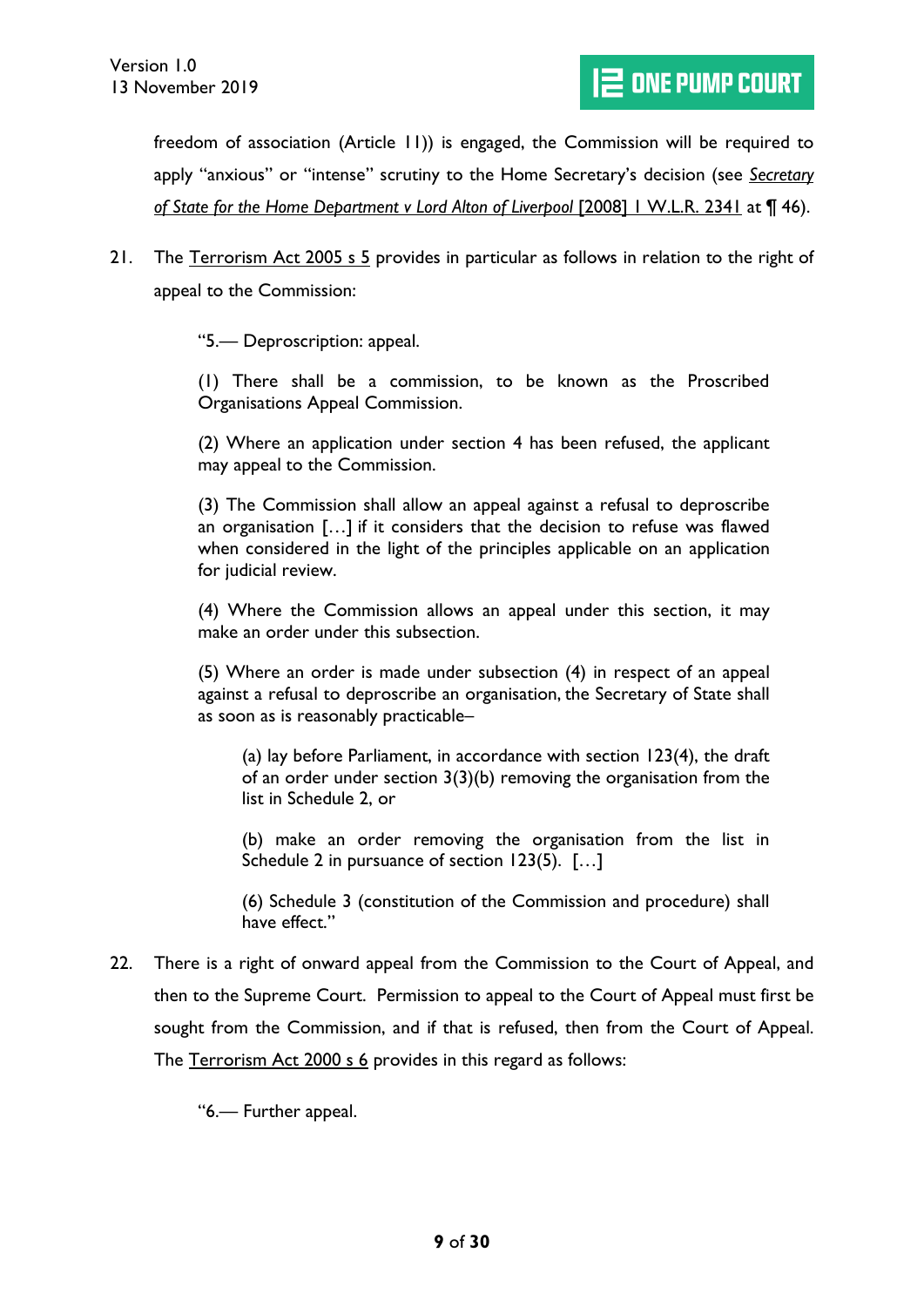freedom of association (Article 11)) is engaged, the Commission will be required to apply "anxious" or "intense" scrutiny to the Home Secretary's decision (see *Secretary of State for the Home Department v Lord Alton of Liverpool* [2008] 1 W.L.R. 2341 at ¶ 46).

21. The Terrorism Act 2005 s 5 provides in particular as follows in relation to the right of appeal to the Commission:

> "5.— Deproscription: appeal.
>
> (1) There shall be a commission, to be known as the Proscribed Organisations Appeal Commission.
>
> (2) Where an application under section 4 has been refused, the applicant may appeal to the Commission.
>
> (3) The Commission shall allow an appeal against a refusal to deproscribe an organisation […] if it considers that the decision to refuse was flawed when considered in the light of the principles applicable on an application for judicial review.
>
> (4) Where the Commission allows an appeal under this section, it may make an order under this subsection.
>
> (5) Where an order is made under subsection (4) in respect of an appeal against a refusal to deproscribe an organisation, the Secretary of State shall as soon as is reasonably practicable–
>
> > (a) lay before Parliament, in accordance with section 123(4), the draft of an order under section 3(3)(b) removing the organisation from the list in Schedule 2, or
> >
> > (b) make an order removing the organisation from the list in Schedule 2 in pursuance of section 123(5). […]
> >
> > (6) Schedule 3 (constitution of the Commission and procedure) shall have effect."

22. There is a right of onward appeal from the Commission to the Court of Appeal, and then to the Supreme Court. Permission to appeal to the Court of Appeal must first be sought from the Commission, and if that is refused, then from the Court of Appeal. The Terrorism Act 2000 s 6 provides in this regard as follows:

> "6.— Further appeal.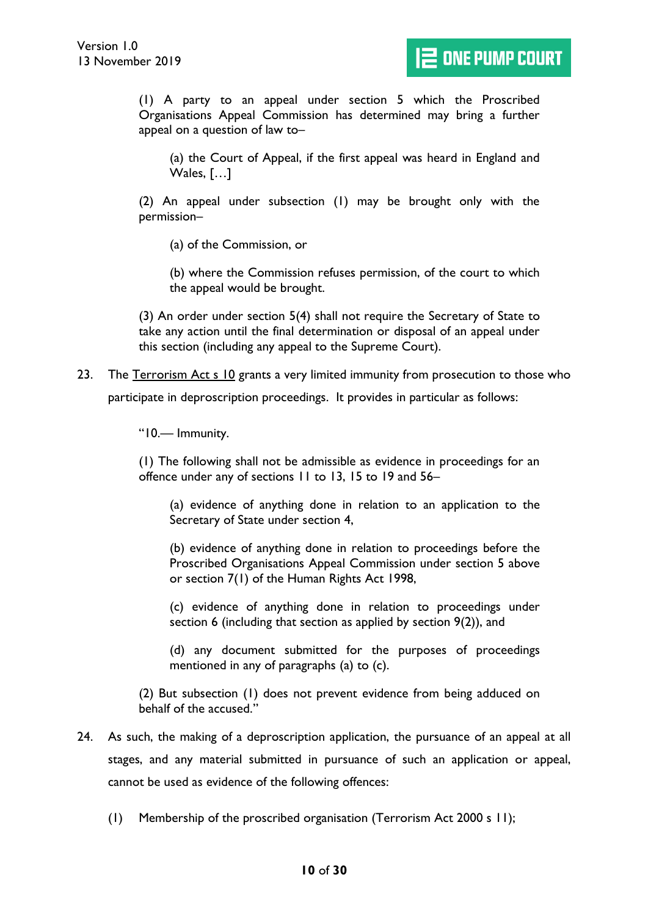> (1) A party to an appeal under section 5 which the Proscribed Organisations Appeal Commission has determined may bring a further appeal on a question of law to–
>
> > (a) the Court of Appeal, if the first appeal was heard in England and Wales, […]
>
> (2) An appeal under subsection (1) may be brought only with the permission–
>
> > (a) of the Commission, or
> >
> > (b) where the Commission refuses permission, of the court to which the appeal would be brought.
>
> (3) An order under section 5(4) shall not require the Secretary of State to take any action until the final determination or disposal of an appeal under this section (including any appeal to the Supreme Court).

23. The Terrorism Act s 10 grants a very limited immunity from prosecution to those who participate in deproscription proceedings. It provides in particular as follows:

> "10.— Immunity.
>
> (1) The following shall not be admissible as evidence in proceedings for an offence under any of sections 11 to 13, 15 to 19 and 56–
>
> > (a) evidence of anything done in relation to an application to the Secretary of State under section 4,
> >
> > (b) evidence of anything done in relation to proceedings before the Proscribed Organisations Appeal Commission under section 5 above or section 7(1) of the Human Rights Act 1998,
> >
> > (c) evidence of anything done in relation to proceedings under section 6 (including that section as applied by section 9(2)), and
> >
> > (d) any document submitted for the purposes of proceedings mentioned in any of paragraphs (a) to (c).
>
> (2) But subsection (1) does not prevent evidence from being adduced on behalf of the accused."

24. As such, the making of a deproscription application, the pursuance of an appeal at all stages, and any material submitted in pursuance of such an application or appeal, cannot be used as evidence of the following offences:

    (1) Membership of the proscribed organisation (Terrorism Act 2000 s 11);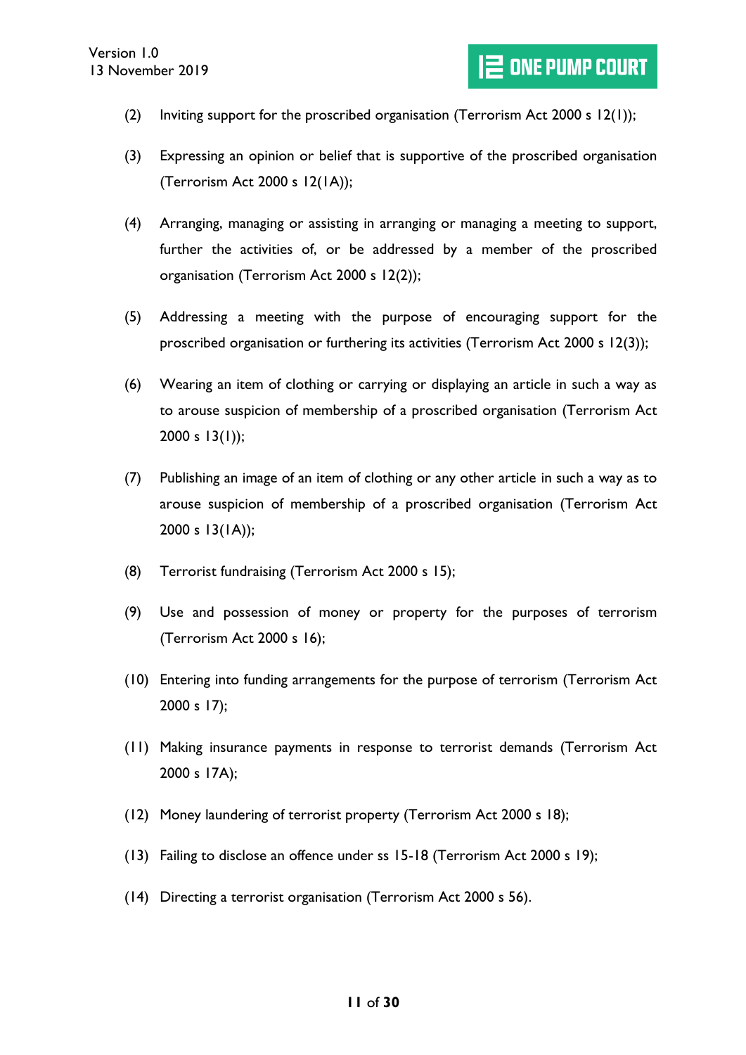(2) Inviting support for the proscribed organisation (Terrorism Act 2000 s 12(1));

(3) Expressing an opinion or belief that is supportive of the proscribed organisation (Terrorism Act 2000 s 12(1A));

(4) Arranging, managing or assisting in arranging or managing a meeting to support, further the activities of, or be addressed by a member of the proscribed organisation (Terrorism Act 2000 s 12(2));

(5) Addressing a meeting with the purpose of encouraging support for the proscribed organisation or furthering its activities (Terrorism Act 2000 s 12(3));

(6) Wearing an item of clothing or carrying or displaying an article in such a way as to arouse suspicion of membership of a proscribed organisation (Terrorism Act 2000 s 13(1));

(7) Publishing an image of an item of clothing or any other article in such a way as to arouse suspicion of membership of a proscribed organisation (Terrorism Act 2000 s 13(1A));

(8) Terrorist fundraising (Terrorism Act 2000 s 15);

(9) Use and possession of money or property for the purposes of terrorism (Terrorism Act 2000 s 16);

(10) Entering into funding arrangements for the purpose of terrorism (Terrorism Act 2000 s 17);

(11) Making insurance payments in response to terrorist demands (Terrorism Act 2000 s 17A);

(12) Money laundering of terrorist property (Terrorism Act 2000 s 18);

(13) Failing to disclose an offence under ss 15-18 (Terrorism Act 2000 s 19);

(14) Directing a terrorist organisation (Terrorism Act 2000 s 56).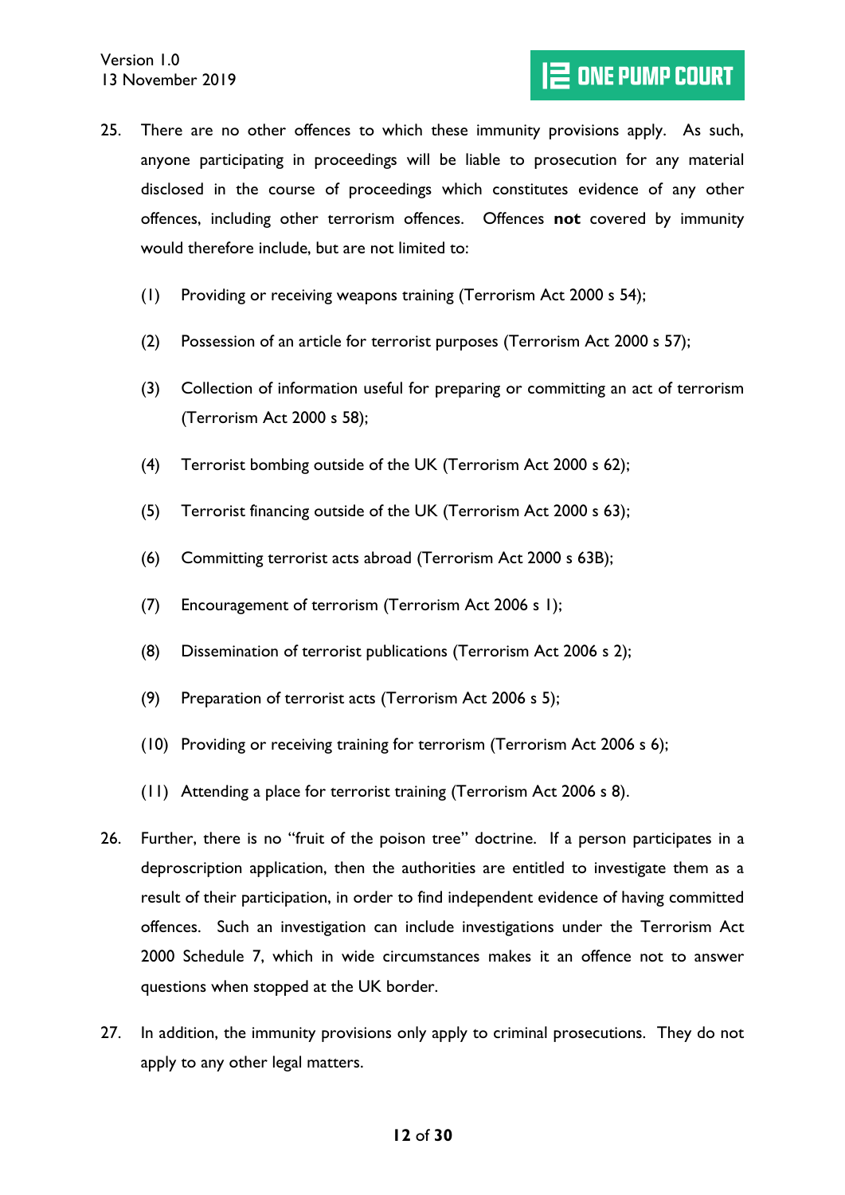25. There are no other offences to which these immunity provisions apply. As such, anyone participating in proceedings will be liable to prosecution for any material disclosed in the course of proceedings which constitutes evidence of any other offences, including other terrorism offences. Offences **not** covered by immunity would therefore include, but are not limited to:

    (1) Providing or receiving weapons training (Terrorism Act 2000 s 54);

    (2) Possession of an article for terrorist purposes (Terrorism Act 2000 s 57);

    (3) Collection of information useful for preparing or committing an act of terrorism (Terrorism Act 2000 s 58);

    (4) Terrorist bombing outside of the UK (Terrorism Act 2000 s 62);

    (5) Terrorist financing outside of the UK (Terrorism Act 2000 s 63);

    (6) Committing terrorist acts abroad (Terrorism Act 2000 s 63B);

    (7) Encouragement of terrorism (Terrorism Act 2006 s 1);

    (8) Dissemination of terrorist publications (Terrorism Act 2006 s 2);

    (9) Preparation of terrorist acts (Terrorism Act 2006 s 5);

    (10) Providing or receiving training for terrorism (Terrorism Act 2006 s 6);

    (11) Attending a place for terrorist training (Terrorism Act 2006 s 8).

26. Further, there is no "fruit of the poison tree" doctrine. If a person participates in a deproscription application, then the authorities are entitled to investigate them as a result of their participation, in order to find independent evidence of having committed offences. Such an investigation can include investigations under the Terrorism Act 2000 Schedule 7, which in wide circumstances makes it an offence not to answer questions when stopped at the UK border.

27. In addition, the immunity provisions only apply to criminal prosecutions. They do not apply to any other legal matters.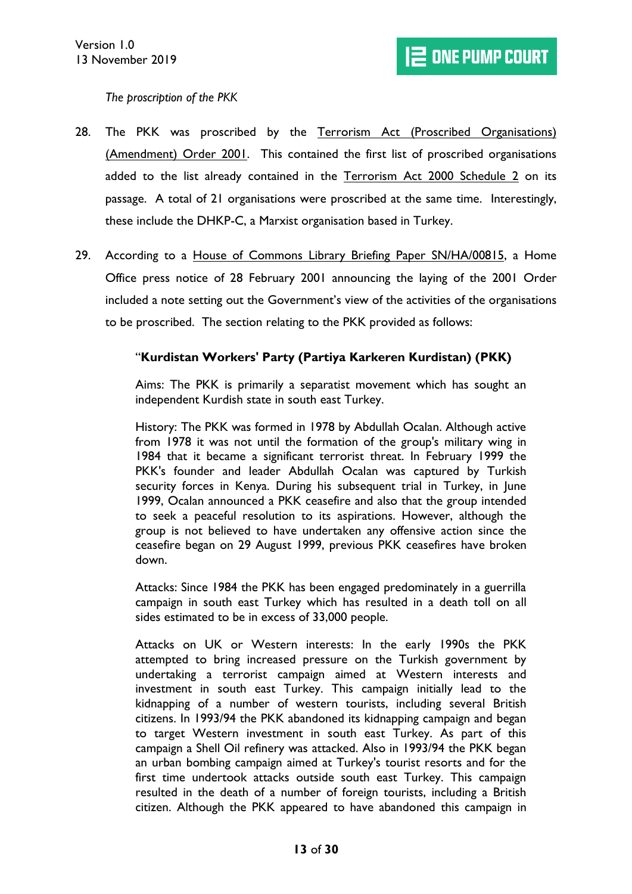*The proscription of the PKK*

28. The PKK was proscribed by the Terrorism Act (Proscribed Organisations) (Amendment) Order 2001. This contained the first list of proscribed organisations added to the list already contained in the Terrorism Act 2000 Schedule 2 on its passage. A total of 21 organisations were proscribed at the same time. Interestingly, these include the DHKP-C, a Marxist organisation based in Turkey.

29. According to a House of Commons Library Briefing Paper SN/HA/00815, a Home Office press notice of 28 February 2001 announcing the laying of the 2001 Order included a note setting out the Government's view of the activities of the organisations to be proscribed. The section relating to the PKK provided as follows:

> "**Kurdistan Workers' Party (Partiya Karkeren Kurdistan) (PKK)**
>
> Aims: The PKK is primarily a separatist movement which has sought an independent Kurdish state in south east Turkey.
>
> History: The PKK was formed in 1978 by Abdullah Ocalan. Although active from 1978 it was not until the formation of the group's military wing in 1984 that it became a significant terrorist threat. In February 1999 the PKK's founder and leader Abdullah Ocalan was captured by Turkish security forces in Kenya. During his subsequent trial in Turkey, in June 1999, Ocalan announced a PKK ceasefire and also that the group intended to seek a peaceful resolution to its aspirations. However, although the group is not believed to have undertaken any offensive action since the ceasefire began on 29 August 1999, previous PKK ceasefires have broken down.
>
> Attacks: Since 1984 the PKK has been engaged predominately in a guerrilla campaign in south east Turkey which has resulted in a death toll on all sides estimated to be in excess of 33,000 people.
>
> Attacks on UK or Western interests: In the early 1990s the PKK attempted to bring increased pressure on the Turkish government by undertaking a terrorist campaign aimed at Western interests and investment in south east Turkey. This campaign initially lead to the kidnapping of a number of western tourists, including several British citizens. In 1993/94 the PKK abandoned its kidnapping campaign and began to target Western investment in south east Turkey. As part of this campaign a Shell Oil refinery was attacked. Also in 1993/94 the PKK began an urban bombing campaign aimed at Turkey's tourist resorts and for the first time undertook attacks outside south east Turkey. This campaign resulted in the death of a number of foreign tourists, including a British citizen. Although the PKK appeared to have abandoned this campaign in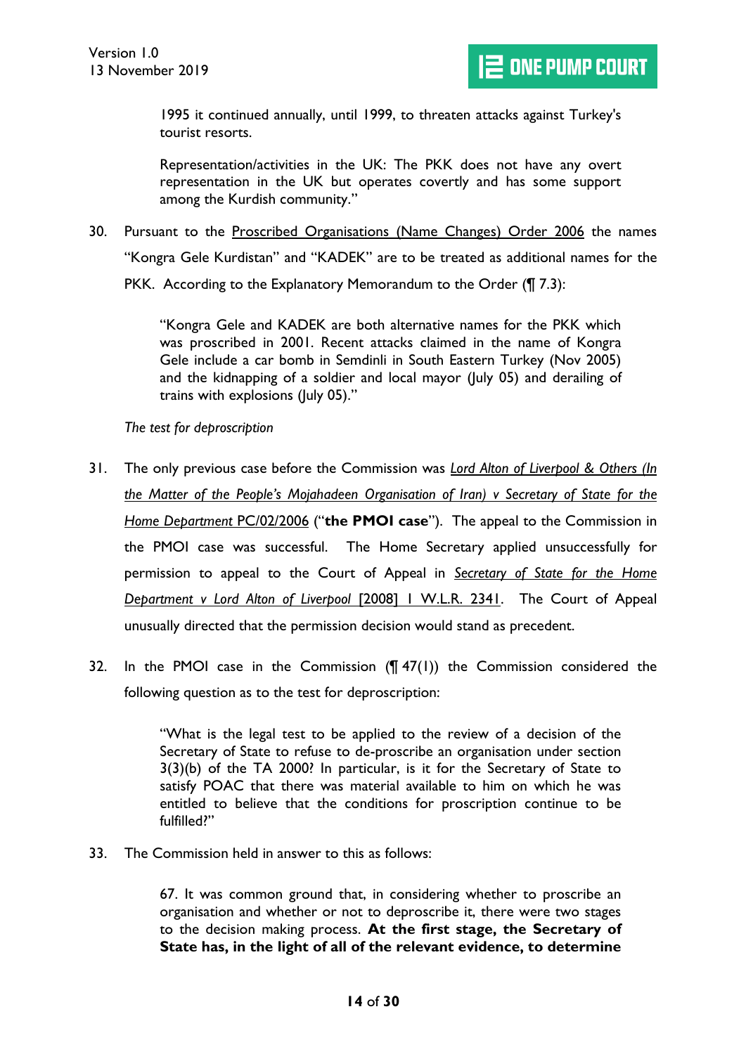1995 it continued annually, until 1999, to threaten attacks against Turkey's tourist resorts.

> Representation/activities in the UK: The PKK does not have any overt representation in the UK but operates covertly and has some support among the Kurdish community."

30. Pursuant to the Proscribed Organisations (Name Changes) Order 2006 the names "Kongra Gele Kurdistan" and "KADEK" are to be treated as additional names for the PKK. According to the Explanatory Memorandum to the Order (¶ 7.3):

> "Kongra Gele and KADEK are both alternative names for the PKK which was proscribed in 2001. Recent attacks claimed in the name of Kongra Gele include a car bomb in Semdinli in South Eastern Turkey (Nov 2005) and the kidnapping of a soldier and local mayor (July 05) and derailing of trains with explosions (July 05)."

*The test for deproscription*

31. The only previous case before the Commission was *Lord Alton of Liverpool & Others (In the Matter of the People's Mojahadeen Organisation of Iran) v Secretary of State for the Home Department* PC/02/2006 ("**the PMOI case**"). The appeal to the Commission in the PMOI case was successful. The Home Secretary applied unsuccessfully for permission to appeal to the Court of Appeal in *Secretary of State for the Home Department v Lord Alton of Liverpool* [2008] 1 W.L.R. 2341. The Court of Appeal unusually directed that the permission decision would stand as precedent.

32. In the PMOI case in the Commission (¶ 47(1)) the Commission considered the following question as to the test for deproscription:

> "What is the legal test to be applied to the review of a decision of the Secretary of State to refuse to de-proscribe an organisation under section 3(3)(b) of the TA 2000? In particular, is it for the Secretary of State to satisfy POAC that there was material available to him on which he was entitled to believe that the conditions for proscription continue to be fulfilled?"

33. The Commission held in answer to this as follows:

> 67. It was common ground that, in considering whether to proscribe an organisation and whether or not to deproscribe it, there were two stages to the decision making process. **At the first stage, the Secretary of State has, in the light of all of the relevant evidence, to determine**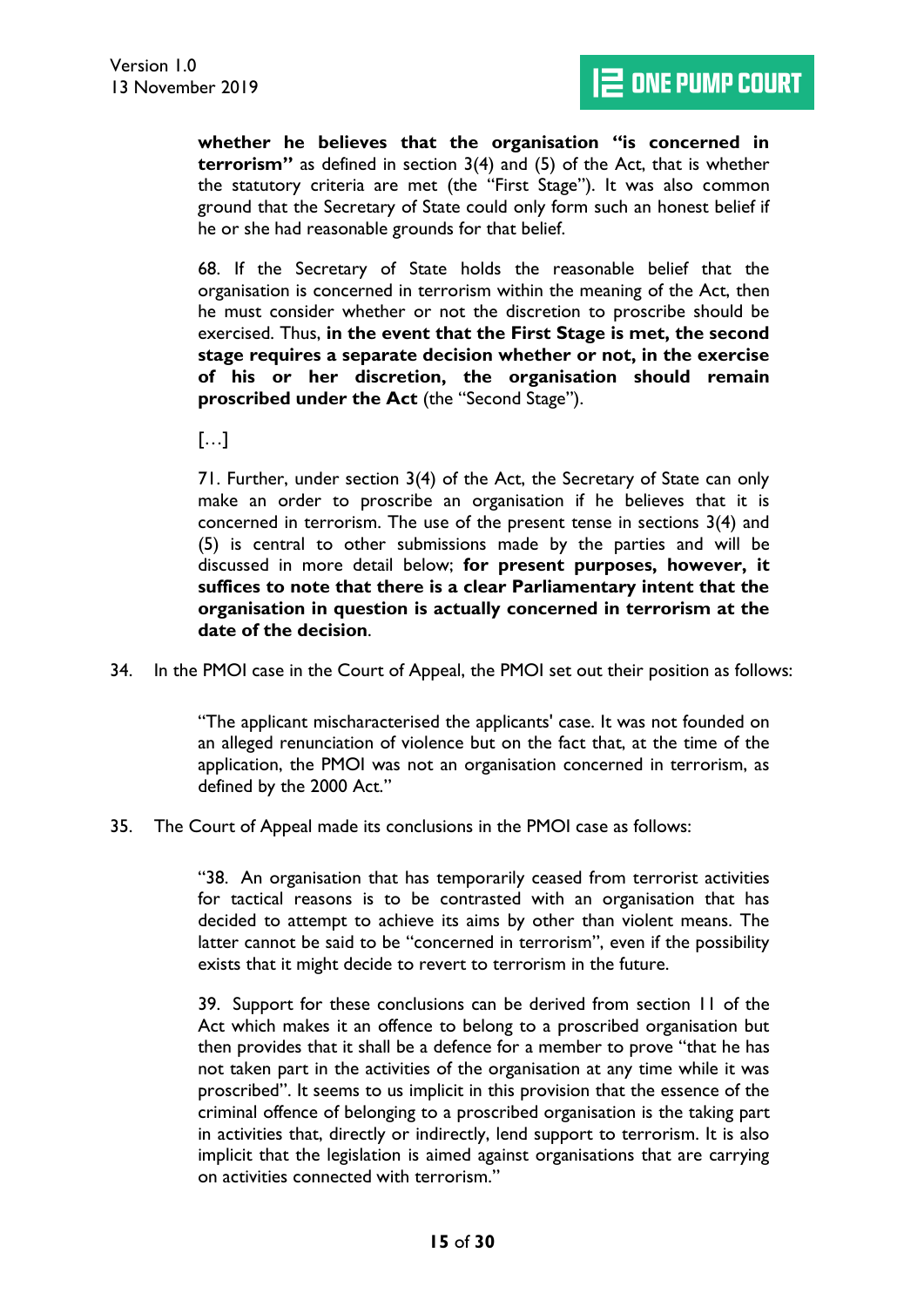> whether he believes that the organisation **"is concerned in terrorism"** as defined in section 3(4) and (5) of the Act, that is whether the statutory criteria are met (the "First Stage"). It was also common ground that the Secretary of State could only form such an honest belief if he or she had reasonable grounds for that belief.
>
> 68. If the Secretary of State holds the reasonable belief that the organisation is concerned in terrorism within the meaning of the Act, then he must consider whether or not the discretion to proscribe should be exercised. Thus, **in the event that the First Stage is met, the second stage requires a separate decision whether or not, in the exercise of his or her discretion, the organisation should remain proscribed under the Act** (the "Second Stage").
>
> […]
>
> 71. Further, under section 3(4) of the Act, the Secretary of State can only make an order to proscribe an organisation if he believes that it is concerned in terrorism. The use of the present tense in sections 3(4) and (5) is central to other submissions made by the parties and will be discussed in more detail below; **for present purposes, however, it suffices to note that there is a clear Parliamentary intent that the organisation in question is actually concerned in terrorism at the date of the decision**.

34. In the PMOI case in the Court of Appeal, the PMOI set out their position as follows:

> "The applicant mischaracterised the applicants' case. It was not founded on an alleged renunciation of violence but on the fact that, at the time of the application, the PMOI was not an organisation concerned in terrorism, as defined by the 2000 Act."

35. The Court of Appeal made its conclusions in the PMOI case as follows:

> "38. An organisation that has temporarily ceased from terrorist activities for tactical reasons is to be contrasted with an organisation that has decided to attempt to achieve its aims by other than violent means. The latter cannot be said to be "concerned in terrorism", even if the possibility exists that it might decide to revert to terrorism in the future.
>
> 39. Support for these conclusions can be derived from section 11 of the Act which makes it an offence to belong to a proscribed organisation but then provides that it shall be a defence for a member to prove "that he has not taken part in the activities of the organisation at any time while it was proscribed". It seems to us implicit in this provision that the essence of the criminal offence of belonging to a proscribed organisation is the taking part in activities that, directly or indirectly, lend support to terrorism. It is also implicit that the legislation is aimed against organisations that are carrying on activities connected with terrorism."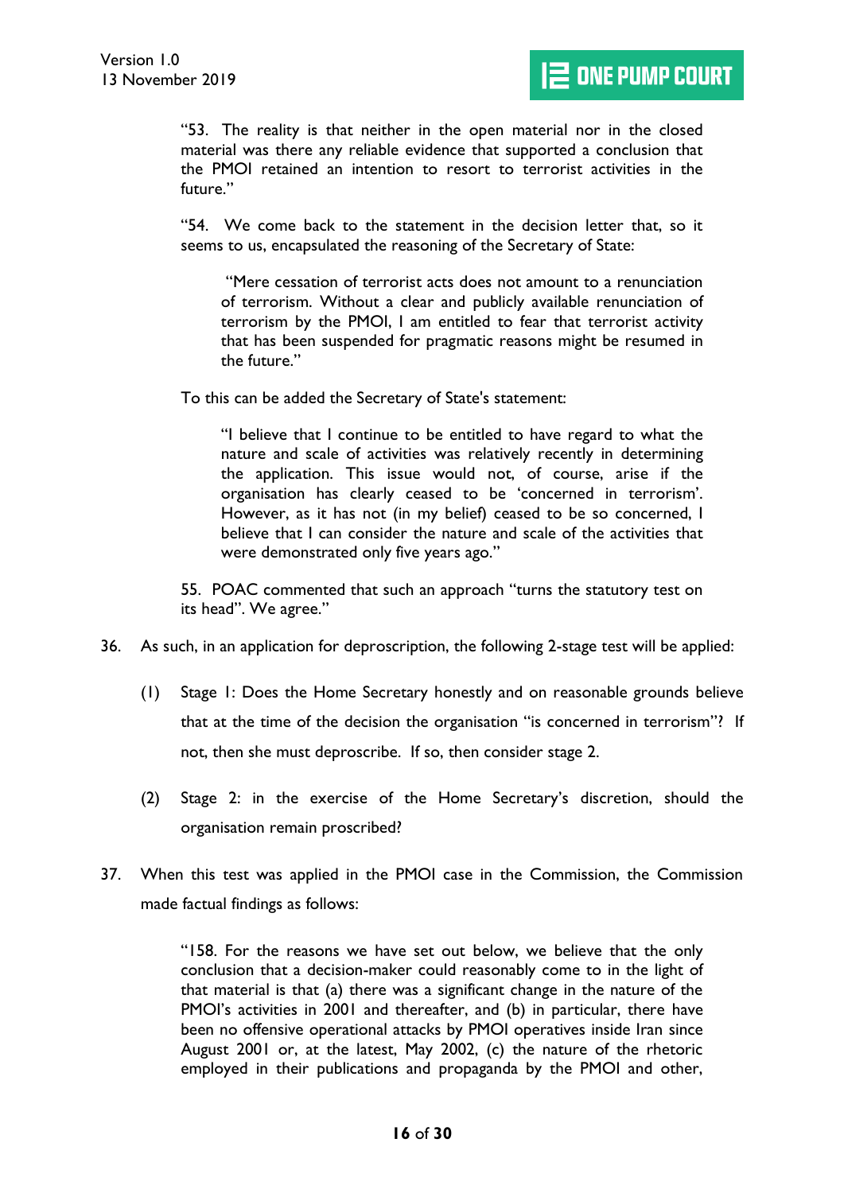> "53. The reality is that neither in the open material nor in the closed material was there any reliable evidence that supported a conclusion that the PMOI retained an intention to resort to terrorist activities in the future."
>
> "54. We come back to the statement in the decision letter that, so it seems to us, encapsulated the reasoning of the Secretary of State:
>
> > "Mere cessation of terrorist acts does not amount to a renunciation of terrorism. Without a clear and publicly available renunciation of terrorism by the PMOI, I am entitled to fear that terrorist activity that has been suspended for pragmatic reasons might be resumed in the future."
>
> To this can be added the Secretary of State's statement:
>
> > "I believe that I continue to be entitled to have regard to what the nature and scale of activities was relatively recently in determining the application. This issue would not, of course, arise if the organisation has clearly ceased to be 'concerned in terrorism'. However, as it has not (in my belief) ceased to be so concerned, I believe that I can consider the nature and scale of the activities that were demonstrated only five years ago."
>
> 55. POAC commented that such an approach "turns the statutory test on its head". We agree."

36. As such, in an application for deproscription, the following 2-stage test will be applied:

    (1) Stage 1: Does the Home Secretary honestly and on reasonable grounds believe that at the time of the decision the organisation "is concerned in terrorism"? If not, then she must deproscribe. If so, then consider stage 2.

    (2) Stage 2: in the exercise of the Home Secretary's discretion, should the organisation remain proscribed?

37. When this test was applied in the PMOI case in the Commission, the Commission made factual findings as follows:

> "158. For the reasons we have set out below, we believe that the only conclusion that a decision-maker could reasonably come to in the light of that material is that (a) there was a significant change in the nature of the PMOI's activities in 2001 and thereafter, and (b) in particular, there have been no offensive operational attacks by PMOI operatives inside Iran since August 2001 or, at the latest, May 2002, (c) the nature of the rhetoric employed in their publications and propaganda by the PMOI and other,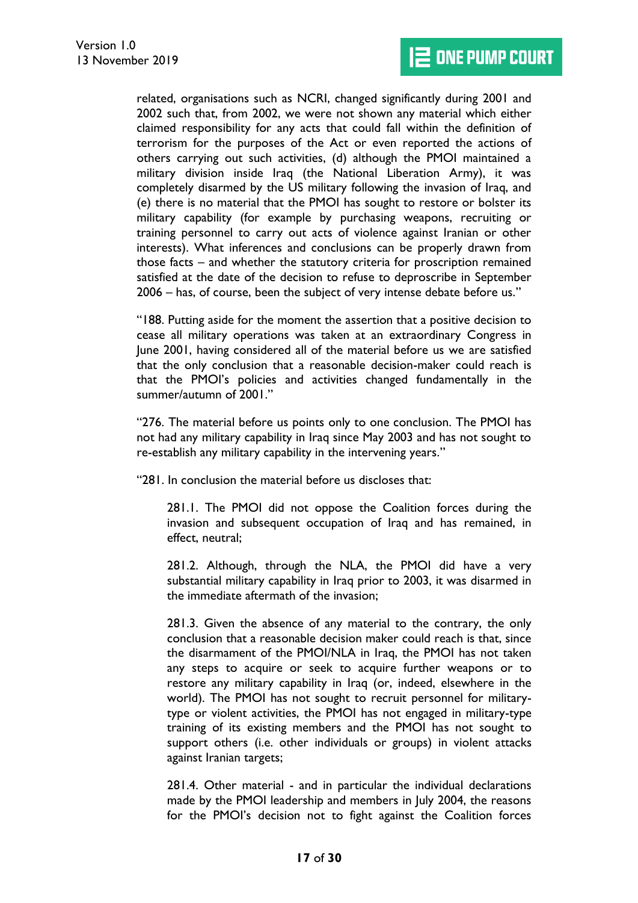related, organisations such as NCRI, changed significantly during 2001 and 2002 such that, from 2002, we were not shown any material which either claimed responsibility for any acts that could fall within the definition of terrorism for the purposes of the Act or even reported the actions of others carrying out such activities, (d) although the PMOI maintained a military division inside Iraq (the National Liberation Army), it was completely disarmed by the US military following the invasion of Iraq, and (e) there is no material that the PMOI has sought to restore or bolster its military capability (for example by purchasing weapons, recruiting or training personnel to carry out acts of violence against Iranian or other interests). What inferences and conclusions can be properly drawn from those facts – and whether the statutory criteria for proscription remained satisfied at the date of the decision to refuse to deproscribe in September 2006 – has, of course, been the subject of very intense debate before us."

"188. Putting aside for the moment the assertion that a positive decision to cease all military operations was taken at an extraordinary Congress in June 2001, having considered all of the material before us we are satisfied that the only conclusion that a reasonable decision-maker could reach is that the PMOI's policies and activities changed fundamentally in the summer/autumn of 2001."

"276. The material before us points only to one conclusion. The PMOI has not had any military capability in Iraq since May 2003 and has not sought to re-establish any military capability in the intervening years."

"281. In conclusion the material before us discloses that:

> 281.1. The PMOI did not oppose the Coalition forces during the invasion and subsequent occupation of Iraq and has remained, in effect, neutral;
>
> 281.2. Although, through the NLA, the PMOI did have a very substantial military capability in Iraq prior to 2003, it was disarmed in the immediate aftermath of the invasion;
>
> 281.3. Given the absence of any material to the contrary, the only conclusion that a reasonable decision maker could reach is that, since the disarmament of the PMOI/NLA in Iraq, the PMOI has not taken any steps to acquire or seek to acquire further weapons or to restore any military capability in Iraq (or, indeed, elsewhere in the world). The PMOI has not sought to recruit personnel for military-type or violent activities, the PMOI has not engaged in military-type training of its existing members and the PMOI has not sought to support others (i.e. other individuals or groups) in violent attacks against Iranian targets;
>
> 281.4. Other material - and in particular the individual declarations made by the PMOI leadership and members in July 2004, the reasons for the PMOI's decision not to fight against the Coalition forces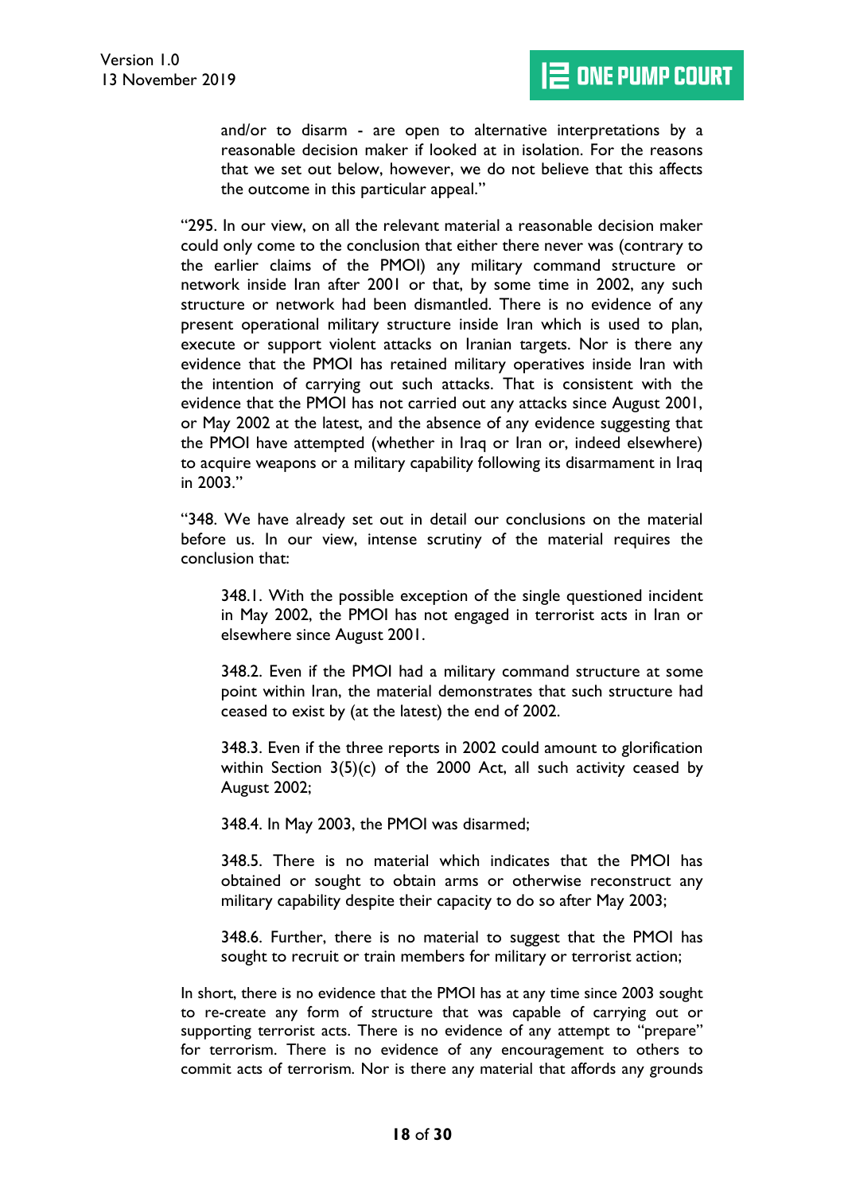> and/or to disarm - are open to alternative interpretations by a reasonable decision maker if looked at in isolation. For the reasons that we set out below, however, we do not believe that this affects the outcome in this particular appeal."

"295. In our view, on all the relevant material a reasonable decision maker could only come to the conclusion that either there never was (contrary to the earlier claims of the PMOI) any military command structure or network inside Iran after 2001 or that, by some time in 2002, any such structure or network had been dismantled. There is no evidence of any present operational military structure inside Iran which is used to plan, execute or support violent attacks on Iranian targets. Nor is there any evidence that the PMOI has retained military operatives inside Iran with the intention of carrying out such attacks. That is consistent with the evidence that the PMOI has not carried out any attacks since August 2001, or May 2002 at the latest, and the absence of any evidence suggesting that the PMOI have attempted (whether in Iraq or Iran or, indeed elsewhere) to acquire weapons or a military capability following its disarmament in Iraq in 2003."

"348. We have already set out in detail our conclusions on the material before us. In our view, intense scrutiny of the material requires the conclusion that:

> 348.1. With the possible exception of the single questioned incident in May 2002, the PMOI has not engaged in terrorist acts in Iran or elsewhere since August 2001.
>
> 348.2. Even if the PMOI had a military command structure at some point within Iran, the material demonstrates that such structure had ceased to exist by (at the latest) the end of 2002.
>
> 348.3. Even if the three reports in 2002 could amount to glorification within Section 3(5)(c) of the 2000 Act, all such activity ceased by August 2002;
>
> 348.4. In May 2003, the PMOI was disarmed;
>
> 348.5. There is no material which indicates that the PMOI has obtained or sought to obtain arms or otherwise reconstruct any military capability despite their capacity to do so after May 2003;
>
> 348.6. Further, there is no material to suggest that the PMOI has sought to recruit or train members for military or terrorist action;

In short, there is no evidence that the PMOI has at any time since 2003 sought to re-create any form of structure that was capable of carrying out or supporting terrorist acts. There is no evidence of any attempt to "prepare" for terrorism. There is no evidence of any encouragement to others to commit acts of terrorism. Nor is there any material that affords any grounds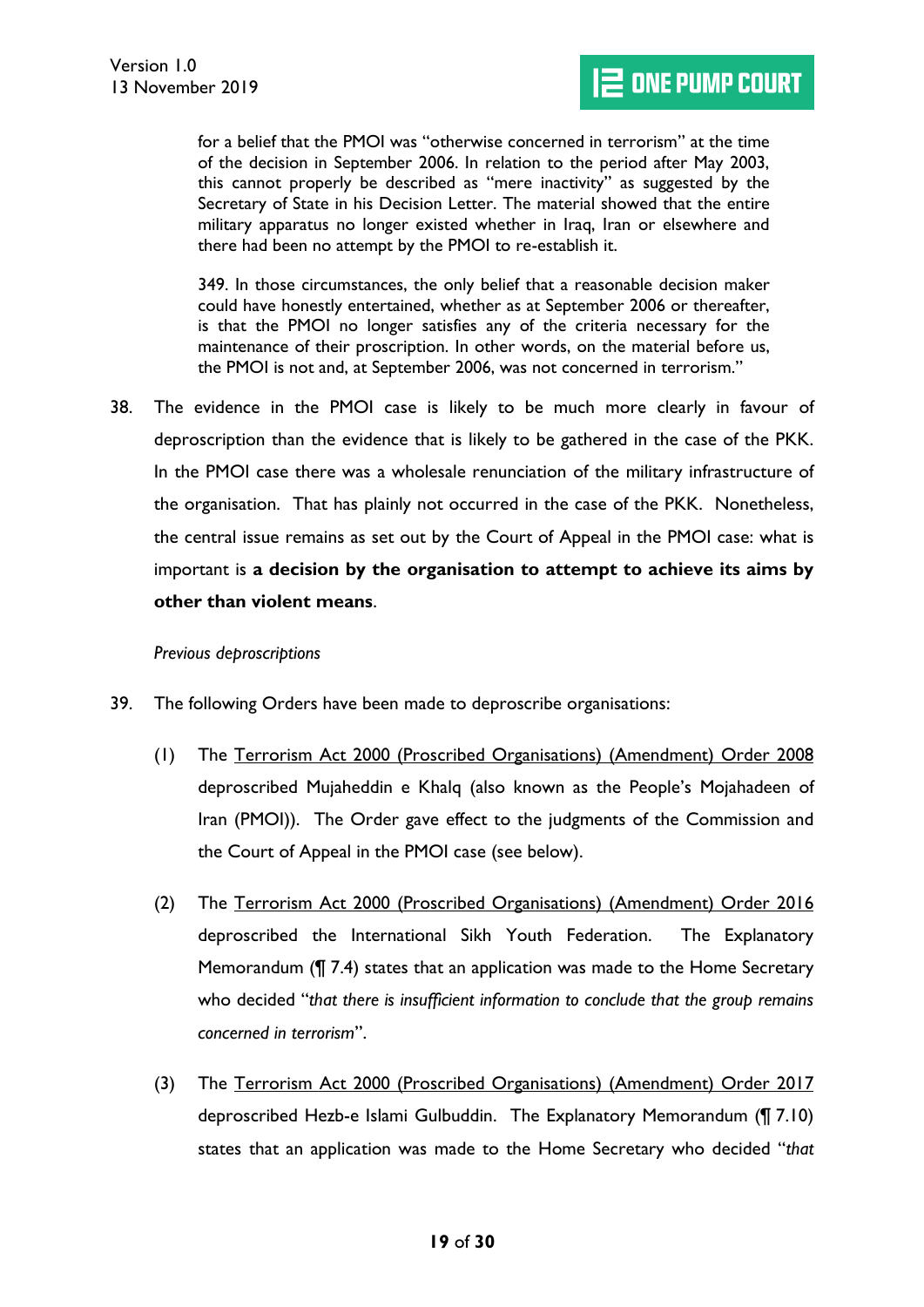> for a belief that the PMOI was "otherwise concerned in terrorism" at the time of the decision in September 2006. In relation to the period after May 2003, this cannot properly be described as "mere inactivity" as suggested by the Secretary of State in his Decision Letter. The material showed that the entire military apparatus no longer existed whether in Iraq, Iran or elsewhere and there had been no attempt by the PMOI to re-establish it.
>
> 349. In those circumstances, the only belief that a reasonable decision maker could have honestly entertained, whether as at September 2006 or thereafter, is that the PMOI no longer satisfies any of the criteria necessary for the maintenance of their proscription. In other words, on the material before us, the PMOI is not and, at September 2006, was not concerned in terrorism."

38. The evidence in the PMOI case is likely to be much more clearly in favour of deproscription than the evidence that is likely to be gathered in the case of the PKK. In the PMOI case there was a wholesale renunciation of the military infrastructure of the organisation. That has plainly not occurred in the case of the PKK. Nonetheless, the central issue remains as set out by the Court of Appeal in the PMOI case: what is important is **a decision by the organisation to attempt to achieve its aims by other than violent means**.

*Previous deproscriptions*

39. The following Orders have been made to deproscribe organisations:

    (1) The Terrorism Act 2000 (Proscribed Organisations) (Amendment) Order 2008 deproscribed Mujaheddin e Khalq (also known as the People's Mojahadeen of Iran (PMOI)). The Order gave effect to the judgments of the Commission and the Court of Appeal in the PMOI case (see below).

    (2) The Terrorism Act 2000 (Proscribed Organisations) (Amendment) Order 2016 deproscribed the International Sikh Youth Federation. The Explanatory Memorandum (¶ 7.4) states that an application was made to the Home Secretary who decided "*that there is insufficient information to conclude that the group remains concerned in terrorism*".

    (3) The Terrorism Act 2000 (Proscribed Organisations) (Amendment) Order 2017 deproscribed Hezb-e Islami Gulbuddin. The Explanatory Memorandum (¶ 7.10) states that an application was made to the Home Secretary who decided "*that*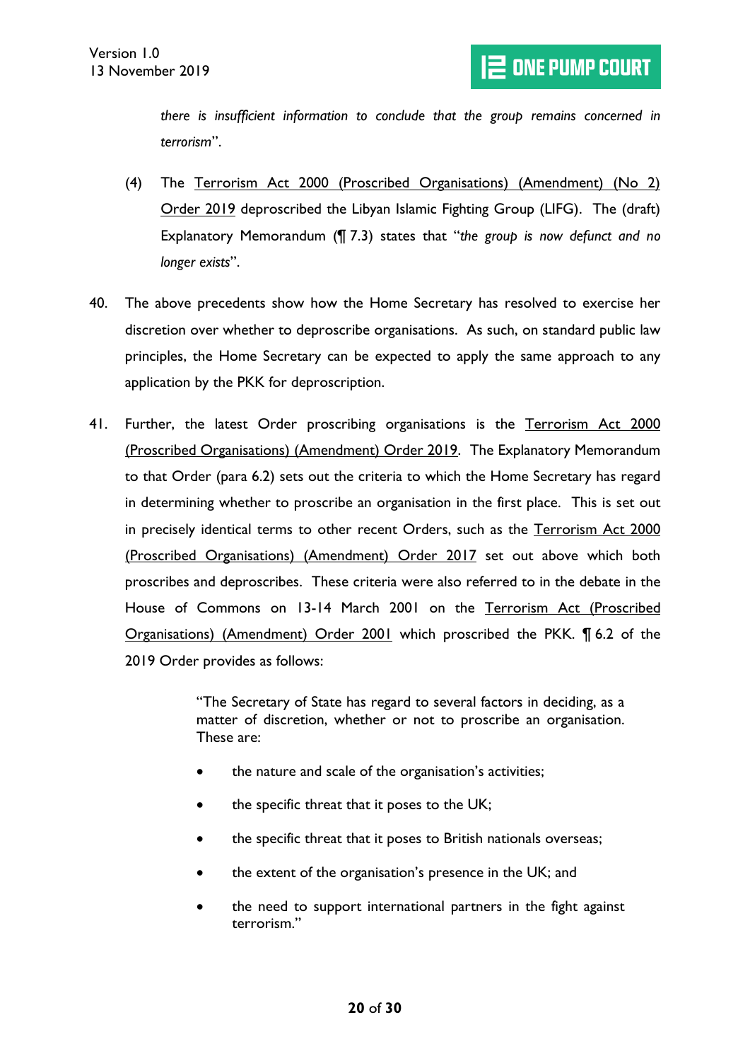*there is insufficient information to conclude that the group remains concerned in terrorism*".

(4) The Terrorism Act 2000 (Proscribed Organisations) (Amendment) (No 2) Order 2019 deproscribed the Libyan Islamic Fighting Group (LIFG). The (draft) Explanatory Memorandum (¶ 7.3) states that "*the group is now defunct and no longer exists*".

40. The above precedents show how the Home Secretary has resolved to exercise her discretion over whether to deproscribe organisations. As such, on standard public law principles, the Home Secretary can be expected to apply the same approach to any application by the PKK for deproscription.

41. Further, the latest Order proscribing organisations is the Terrorism Act 2000 (Proscribed Organisations) (Amendment) Order 2019. The Explanatory Memorandum to that Order (para 6.2) sets out the criteria to which the Home Secretary has regard in determining whether to proscribe an organisation in the first place. This is set out in precisely identical terms to other recent Orders, such as the Terrorism Act 2000 (Proscribed Organisations) (Amendment) Order 2017 set out above which both proscribes and deproscribes. These criteria were also referred to in the debate in the House of Commons on 13-14 March 2001 on the Terrorism Act (Proscribed Organisations) (Amendment) Order 2001 which proscribed the PKK. ¶ 6.2 of the 2019 Order provides as follows:

> "The Secretary of State has regard to several factors in deciding, as a matter of discretion, whether or not to proscribe an organisation. These are:
>
> - the nature and scale of the organisation's activities;
> - the specific threat that it poses to the UK;
> - the specific threat that it poses to British nationals overseas;
> - the extent of the organisation's presence in the UK; and
> - the need to support international partners in the fight against terrorism."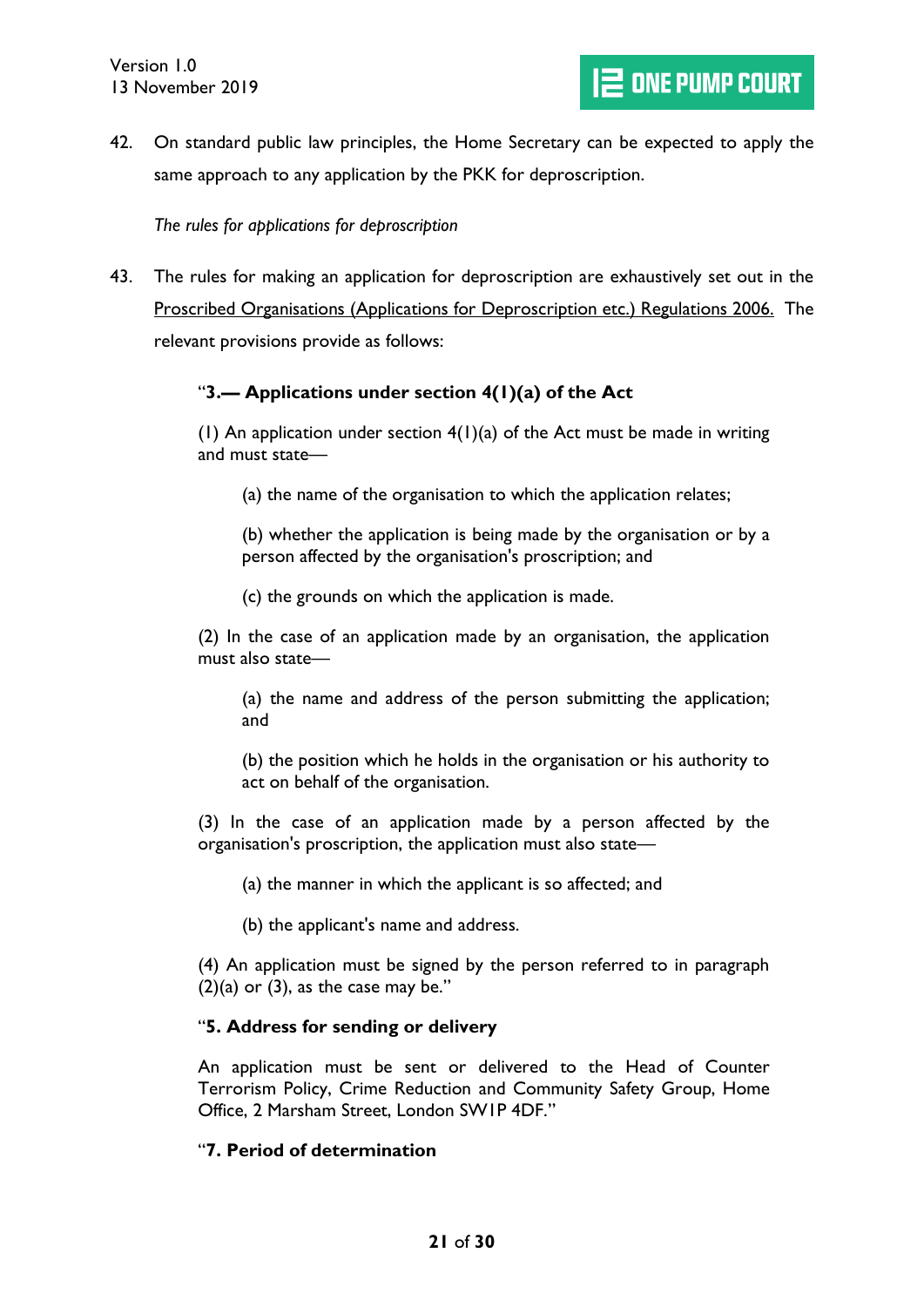42. On standard public law principles, the Home Secretary can be expected to apply the same approach to any application by the PKK for deproscription.

*The rules for applications for deproscription*

43. The rules for making an application for deproscription are exhaustively set out in the Proscribed Organisations (Applications for Deproscription etc.) Regulations 2006. The relevant provisions provide as follows:

> "**3.— Applications under section 4(1)(a) of the Act**
>
> (1) An application under section 4(1)(a) of the Act must be made in writing and must state—
>
> > (a) the name of the organisation to which the application relates;
> >
> > (b) whether the application is being made by the organisation or by a person affected by the organisation's proscription; and
> >
> > (c) the grounds on which the application is made.
>
> (2) In the case of an application made by an organisation, the application must also state—
>
> > (a) the name and address of the person submitting the application; and
> >
> > (b) the position which he holds in the organisation or his authority to act on behalf of the organisation.
>
> (3) In the case of an application made by a person affected by the organisation's proscription, the application must also state—
>
> > (a) the manner in which the applicant is so affected; and
> >
> > (b) the applicant's name and address.
>
> (4) An application must be signed by the person referred to in paragraph (2)(a) or (3), as the case may be."
>
> "**5. Address for sending or delivery**
>
> An application must be sent or delivered to the Head of Counter Terrorism Policy, Crime Reduction and Community Safety Group, Home Office, 2 Marsham Street, London SW1P 4DF."
>
> "**7. Period of determination**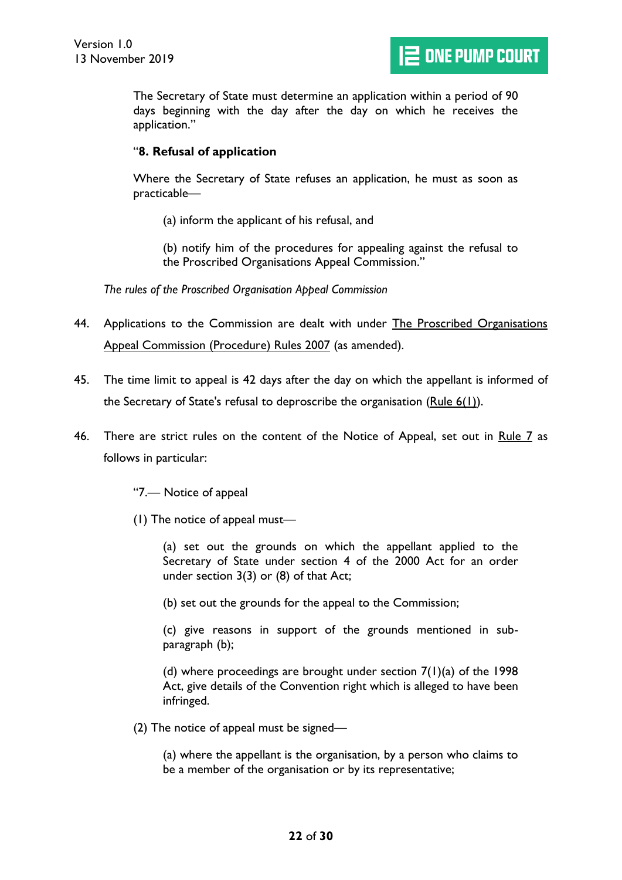> The Secretary of State must determine an application within a period of 90 days beginning with the day after the day on which he receives the application."

> "**8. Refusal of application**
>
> Where the Secretary of State refuses an application, he must as soon as practicable—
>
> (a) inform the applicant of his refusal, and
>
> (b) notify him of the procedures for appealing against the refusal to the Proscribed Organisations Appeal Commission."

*The rules of the Proscribed Organisation Appeal Commission*

44. Applications to the Commission are dealt with under The Proscribed Organisations Appeal Commission (Procedure) Rules 2007 (as amended).

45. The time limit to appeal is 42 days after the day on which the appellant is informed of the Secretary of State's refusal to deproscribe the organisation (Rule 6(1)).

46. There are strict rules on the content of the Notice of Appeal, set out in Rule 7 as follows in particular:

> "7.— Notice of appeal
>
> (1) The notice of appeal must—
>
> (a) set out the grounds on which the appellant applied to the Secretary of State under section 4 of the 2000 Act for an order under section 3(3) or (8) of that Act;
>
> (b) set out the grounds for the appeal to the Commission;
>
> (c) give reasons in support of the grounds mentioned in sub-paragraph (b);
>
> (d) where proceedings are brought under section 7(1)(a) of the 1998 Act, give details of the Convention right which is alleged to have been infringed.
>
> (2) The notice of appeal must be signed—
>
> (a) where the appellant is the organisation, by a person who claims to be a member of the organisation or by its representative;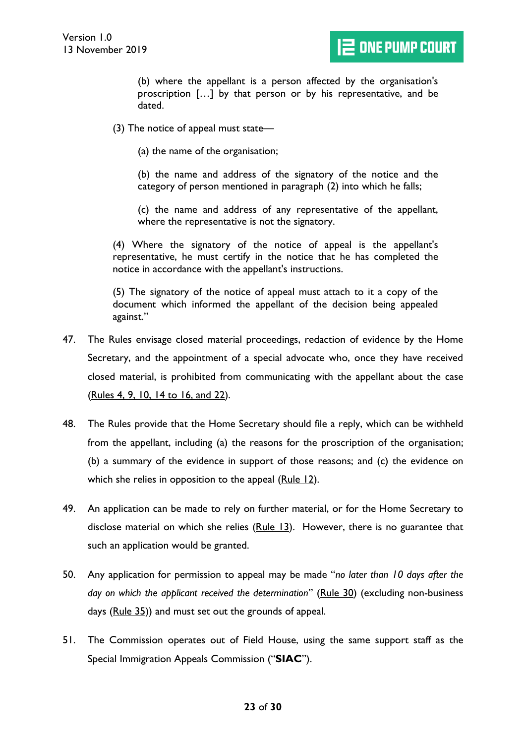> (b) where the appellant is a person affected by the organisation's proscription […] by that person or by his representative, and be dated.
>
> (3) The notice of appeal must state—
>
> > (a) the name of the organisation;
> >
> > (b) the name and address of the signatory of the notice and the category of person mentioned in paragraph (2) into which he falls;
> >
> > (c) the name and address of any representative of the appellant, where the representative is not the signatory.
>
> (4) Where the signatory of the notice of appeal is the appellant's representative, he must certify in the notice that he has completed the notice in accordance with the appellant's instructions.
>
> (5) The signatory of the notice of appeal must attach to it a copy of the document which informed the appellant of the decision being appealed against."

47. The Rules envisage closed material proceedings, redaction of evidence by the Home Secretary, and the appointment of a special advocate who, once they have received closed material, is prohibited from communicating with the appellant about the case (Rules 4, 9, 10, 14 to 16, and 22).

48. The Rules provide that the Home Secretary should file a reply, which can be withheld from the appellant, including (a) the reasons for the proscription of the organisation; (b) a summary of the evidence in support of those reasons; and (c) the evidence on which she relies in opposition to the appeal (Rule 12).

49. An application can be made to rely on further material, or for the Home Secretary to disclose material on which she relies (Rule 13). However, there is no guarantee that such an application would be granted.

50. Any application for permission to appeal may be made "*no later than 10 days after the day on which the applicant received the determination*" (Rule 30) (excluding non-business days (Rule 35)) and must set out the grounds of appeal.

51. The Commission operates out of Field House, using the same support staff as the Special Immigration Appeals Commission ("**SIAC**").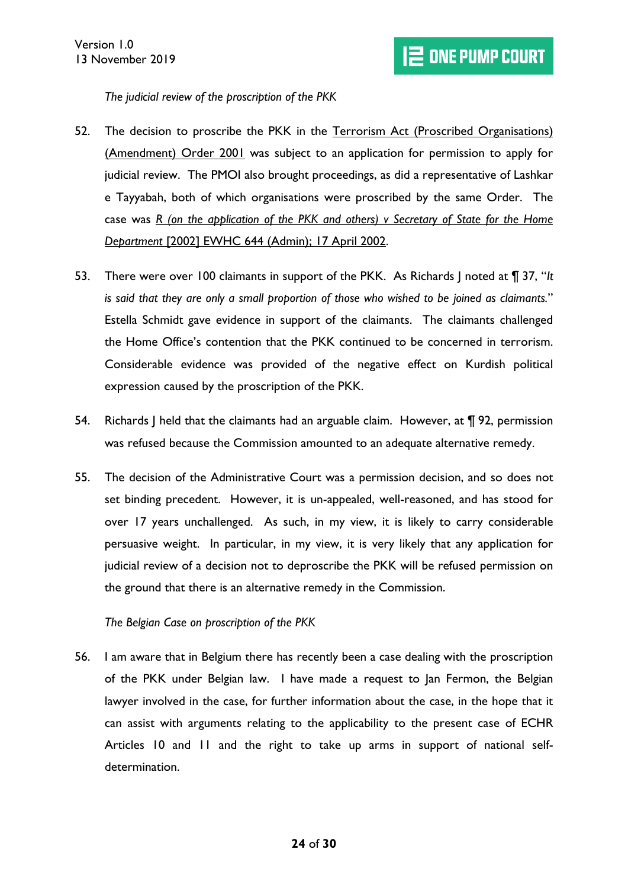*The judicial review of the proscription of the PKK*

52. The decision to proscribe the PKK in the Terrorism Act (Proscribed Organisations) (Amendment) Order 2001 was subject to an application for permission to apply for judicial review. The PMOI also brought proceedings, as did a representative of Lashkar e Tayyabah, both of which organisations were proscribed by the same Order. The case was *R (on the application of the PKK and others) v Secretary of State for the Home Department* [2002] EWHC 644 (Admin); 17 April 2002.

53. There were over 100 claimants in support of the PKK. As Richards J noted at ¶ 37, "*It is said that they are only a small proportion of those who wished to be joined as claimants.*" Estella Schmidt gave evidence in support of the claimants. The claimants challenged the Home Office's contention that the PKK continued to be concerned in terrorism. Considerable evidence was provided of the negative effect on Kurdish political expression caused by the proscription of the PKK.

54. Richards J held that the claimants had an arguable claim. However, at ¶ 92, permission was refused because the Commission amounted to an adequate alternative remedy.

55. The decision of the Administrative Court was a permission decision, and so does not set binding precedent. However, it is un-appealed, well-reasoned, and has stood for over 17 years unchallenged. As such, in my view, it is likely to carry considerable persuasive weight. In particular, in my view, it is very likely that any application for judicial review of a decision not to deproscribe the PKK will be refused permission on the ground that there is an alternative remedy in the Commission.

*The Belgian Case on proscription of the PKK*

56. I am aware that in Belgium there has recently been a case dealing with the proscription of the PKK under Belgian law. I have made a request to Jan Fermon, the Belgian lawyer involved in the case, for further information about the case, in the hope that it can assist with arguments relating to the applicability to the present case of ECHR Articles 10 and 11 and the right to take up arms in support of national self-determination.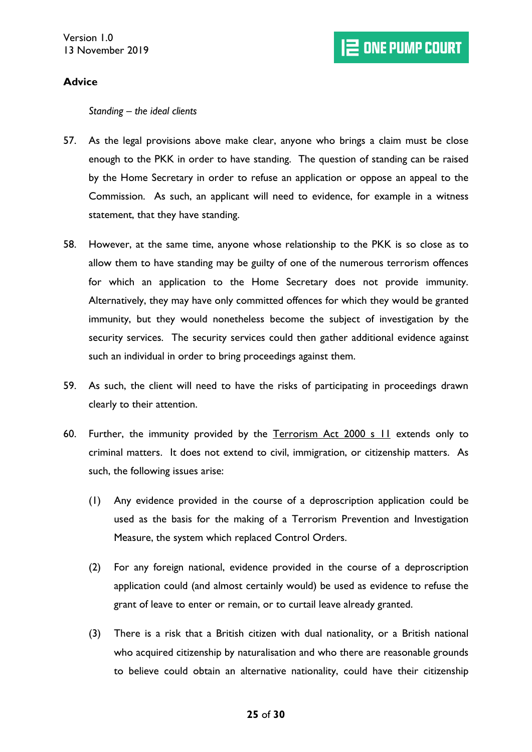## Advice

*Standing – the ideal clients*

57. As the legal provisions above make clear, anyone who brings a claim must be close enough to the PKK in order to have standing. The question of standing can be raised by the Home Secretary in order to refuse an application or oppose an appeal to the Commission. As such, an applicant will need to evidence, for example in a witness statement, that they have standing.

58. However, at the same time, anyone whose relationship to the PKK is so close as to allow them to have standing may be guilty of one of the numerous terrorism offences for which an application to the Home Secretary does not provide immunity. Alternatively, they may have only committed offences for which they would be granted immunity, but they would nonetheless become the subject of investigation by the security services. The security services could then gather additional evidence against such an individual in order to bring proceedings against them.

59. As such, the client will need to have the risks of participating in proceedings drawn clearly to their attention.

60. Further, the immunity provided by the Terrorism Act 2000 s 11 extends only to criminal matters. It does not extend to civil, immigration, or citizenship matters. As such, the following issues arise:

    (1) Any evidence provided in the course of a deproscription application could be used as the basis for the making of a Terrorism Prevention and Investigation Measure, the system which replaced Control Orders.

    (2) For any foreign national, evidence provided in the course of a deproscription application could (and almost certainly would) be used as evidence to refuse the grant of leave to enter or remain, or to curtail leave already granted.

    (3) There is a risk that a British citizen with dual nationality, or a British national who acquired citizenship by naturalisation and who there are reasonable grounds to believe could obtain an alternative nationality, could have their citizenship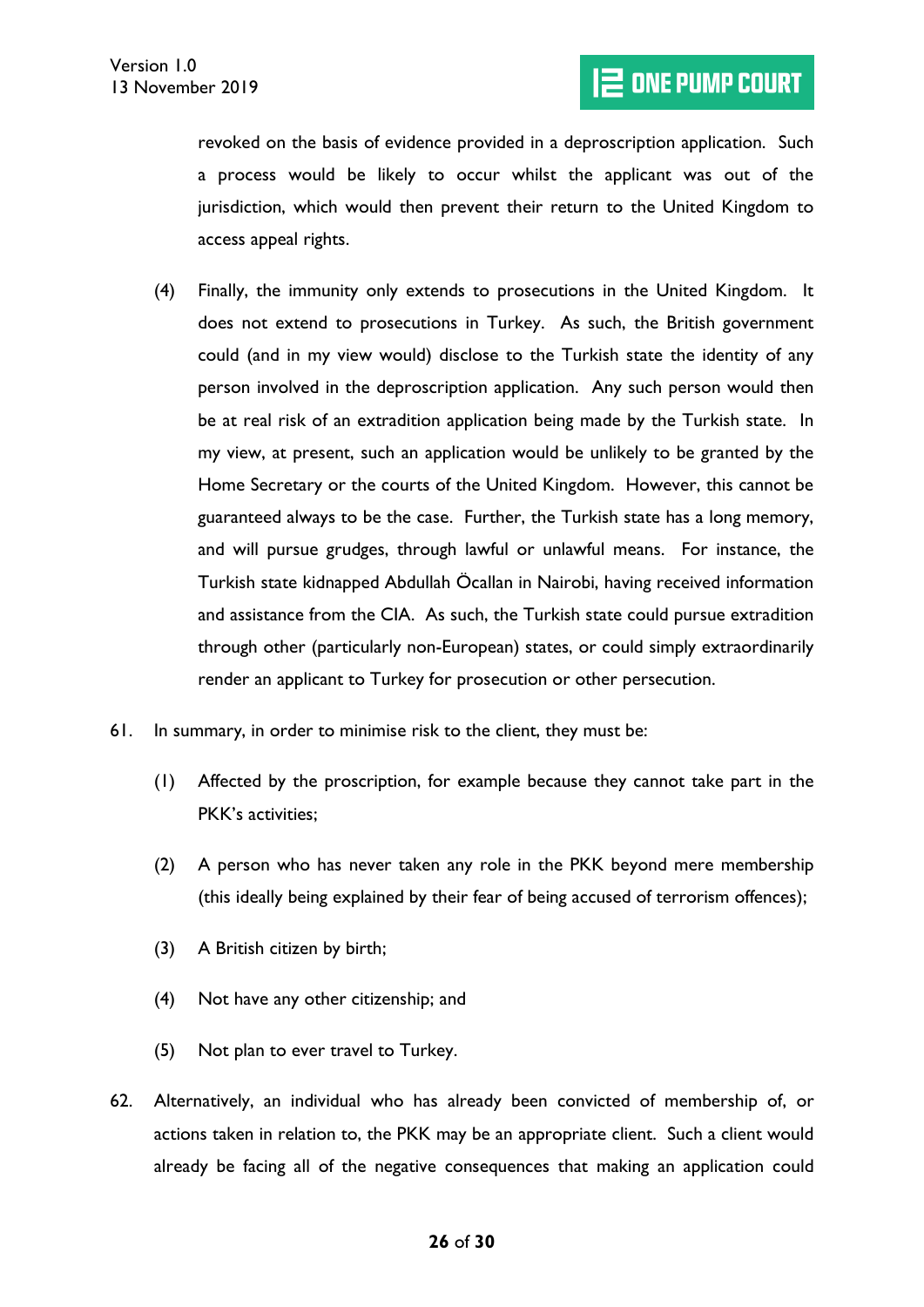revoked on the basis of evidence provided in a deproscription application. Such a process would be likely to occur whilst the applicant was out of the jurisdiction, which would then prevent their return to the United Kingdom to access appeal rights.

(4) Finally, the immunity only extends to prosecutions in the United Kingdom. It does not extend to prosecutions in Turkey. As such, the British government could (and in my view would) disclose to the Turkish state the identity of any person involved in the deproscription application. Any such person would then be at real risk of an extradition application being made by the Turkish state. In my view, at present, such an application would be unlikely to be granted by the Home Secretary or the courts of the United Kingdom. However, this cannot be guaranteed always to be the case. Further, the Turkish state has a long memory, and will pursue grudges, through lawful or unlawful means. For instance, the Turkish state kidnapped Abdullah Öcallan in Nairobi, having received information and assistance from the CIA. As such, the Turkish state could pursue extradition through other (particularly non-European) states, or could simply extraordinarily render an applicant to Turkey for prosecution or other persecution.

61. In summary, in order to minimise risk to the client, they must be:

(1) Affected by the proscription, for example because they cannot take part in the PKK's activities;

(2) A person who has never taken any role in the PKK beyond mere membership (this ideally being explained by their fear of being accused of terrorism offences);

(3) A British citizen by birth;

(4) Not have any other citizenship; and

(5) Not plan to ever travel to Turkey.

62. Alternatively, an individual who has already been convicted of membership of, or actions taken in relation to, the PKK may be an appropriate client. Such a client would already be facing all of the negative consequences that making an application could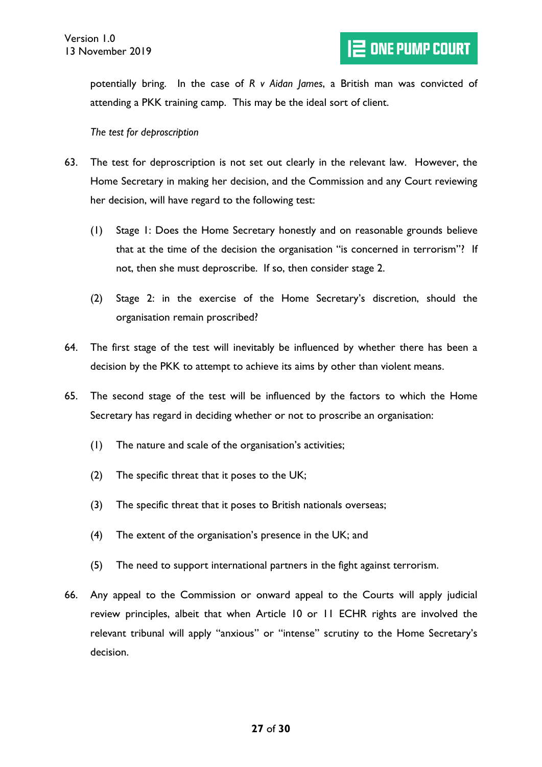potentially bring. In the case of *R v Aidan James*, a British man was convicted of attending a PKK training camp. This may be the ideal sort of client.

*The test for deproscription*

63. The test for deproscription is not set out clearly in the relevant law. However, the Home Secretary in making her decision, and the Commission and any Court reviewing her decision, will have regard to the following test:

    (1) Stage 1: Does the Home Secretary honestly and on reasonable grounds believe that at the time of the decision the organisation "is concerned in terrorism"? If not, then she must deproscribe. If so, then consider stage 2.

    (2) Stage 2: in the exercise of the Home Secretary's discretion, should the organisation remain proscribed?

64. The first stage of the test will inevitably be influenced by whether there has been a decision by the PKK to attempt to achieve its aims by other than violent means.

65. The second stage of the test will be influenced by the factors to which the Home Secretary has regard in deciding whether or not to proscribe an organisation:

    (1) The nature and scale of the organisation's activities;

    (2) The specific threat that it poses to the UK;

    (3) The specific threat that it poses to British nationals overseas;

    (4) The extent of the organisation's presence in the UK; and

    (5) The need to support international partners in the fight against terrorism.

66. Any appeal to the Commission or onward appeal to the Courts will apply judicial review principles, albeit that when Article 10 or 11 ECHR rights are involved the relevant tribunal will apply "anxious" or "intense" scrutiny to the Home Secretary's decision.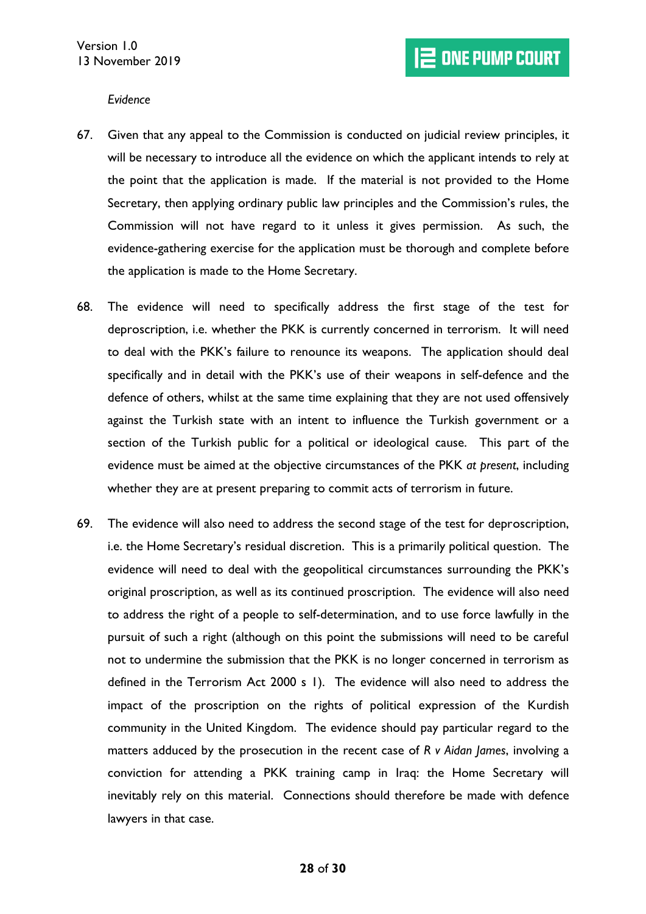*Evidence*

67. Given that any appeal to the Commission is conducted on judicial review principles, it will be necessary to introduce all the evidence on which the applicant intends to rely at the point that the application is made. If the material is not provided to the Home Secretary, then applying ordinary public law principles and the Commission's rules, the Commission will not have regard to it unless it gives permission. As such, the evidence-gathering exercise for the application must be thorough and complete before the application is made to the Home Secretary.

68. The evidence will need to specifically address the first stage of the test for deproscription, i.e. whether the PKK is currently concerned in terrorism. It will need to deal with the PKK's failure to renounce its weapons. The application should deal specifically and in detail with the PKK's use of their weapons in self-defence and the defence of others, whilst at the same time explaining that they are not used offensively against the Turkish state with an intent to influence the Turkish government or a section of the Turkish public for a political or ideological cause. This part of the evidence must be aimed at the objective circumstances of the PKK *at present*, including whether they are at present preparing to commit acts of terrorism in future.

69. The evidence will also need to address the second stage of the test for deproscription, i.e. the Home Secretary's residual discretion. This is a primarily political question. The evidence will need to deal with the geopolitical circumstances surrounding the PKK's original proscription, as well as its continued proscription. The evidence will also need to address the right of a people to self-determination, and to use force lawfully in the pursuit of such a right (although on this point the submissions will need to be careful not to undermine the submission that the PKK is no longer concerned in terrorism as defined in the Terrorism Act 2000 s 1). The evidence will also need to address the impact of the proscription on the rights of political expression of the Kurdish community in the United Kingdom. The evidence should pay particular regard to the matters adduced by the prosecution in the recent case of *R v Aidan James*, involving a conviction for attending a PKK training camp in Iraq: the Home Secretary will inevitably rely on this material. Connections should therefore be made with defence lawyers in that case.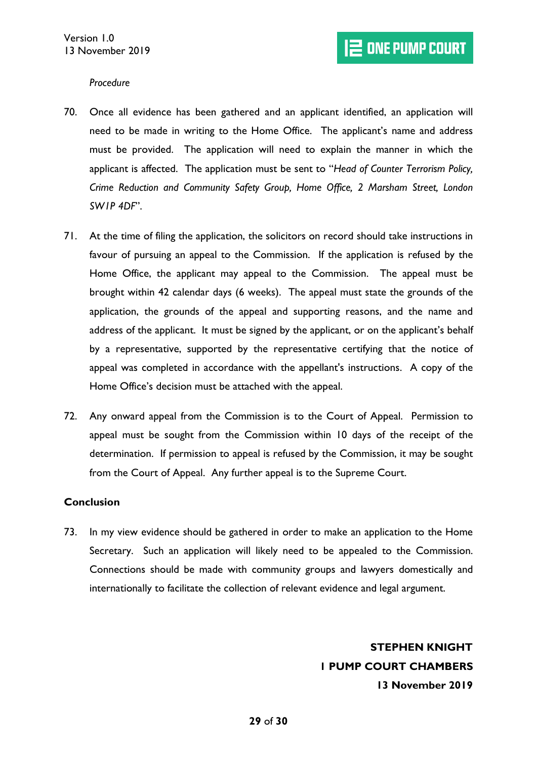*Procedure*

70. Once all evidence has been gathered and an applicant identified, an application will need to be made in writing to the Home Office. The applicant's name and address must be provided. The application will need to explain the manner in which the applicant is affected. The application must be sent to "*Head of Counter Terrorism Policy, Crime Reduction and Community Safety Group, Home Office, 2 Marsham Street, London SW1P 4DF*".

71. At the time of filing the application, the solicitors on record should take instructions in favour of pursuing an appeal to the Commission. If the application is refused by the Home Office, the applicant may appeal to the Commission. The appeal must be brought within 42 calendar days (6 weeks). The appeal must state the grounds of the application, the grounds of the appeal and supporting reasons, and the name and address of the applicant. It must be signed by the applicant, or on the applicant's behalf by a representative, supported by the representative certifying that the notice of appeal was completed in accordance with the appellant's instructions. A copy of the Home Office's decision must be attached with the appeal.

72. Any onward appeal from the Commission is to the Court of Appeal. Permission to appeal must be sought from the Commission within 10 days of the receipt of the determination. If permission to appeal is refused by the Commission, it may be sought from the Court of Appeal. Any further appeal is to the Supreme Court.

## Conclusion

73. In my view evidence should be gathered in order to make an application to the Home Secretary. Such an application will likely need to be appealed to the Commission. Connections should be made with community groups and lawyers domestically and internationally to facilitate the collection of relevant evidence and legal argument.

**STEPHEN KNIGHT**
**1 PUMP COURT CHAMBERS**
**13 November 2019**